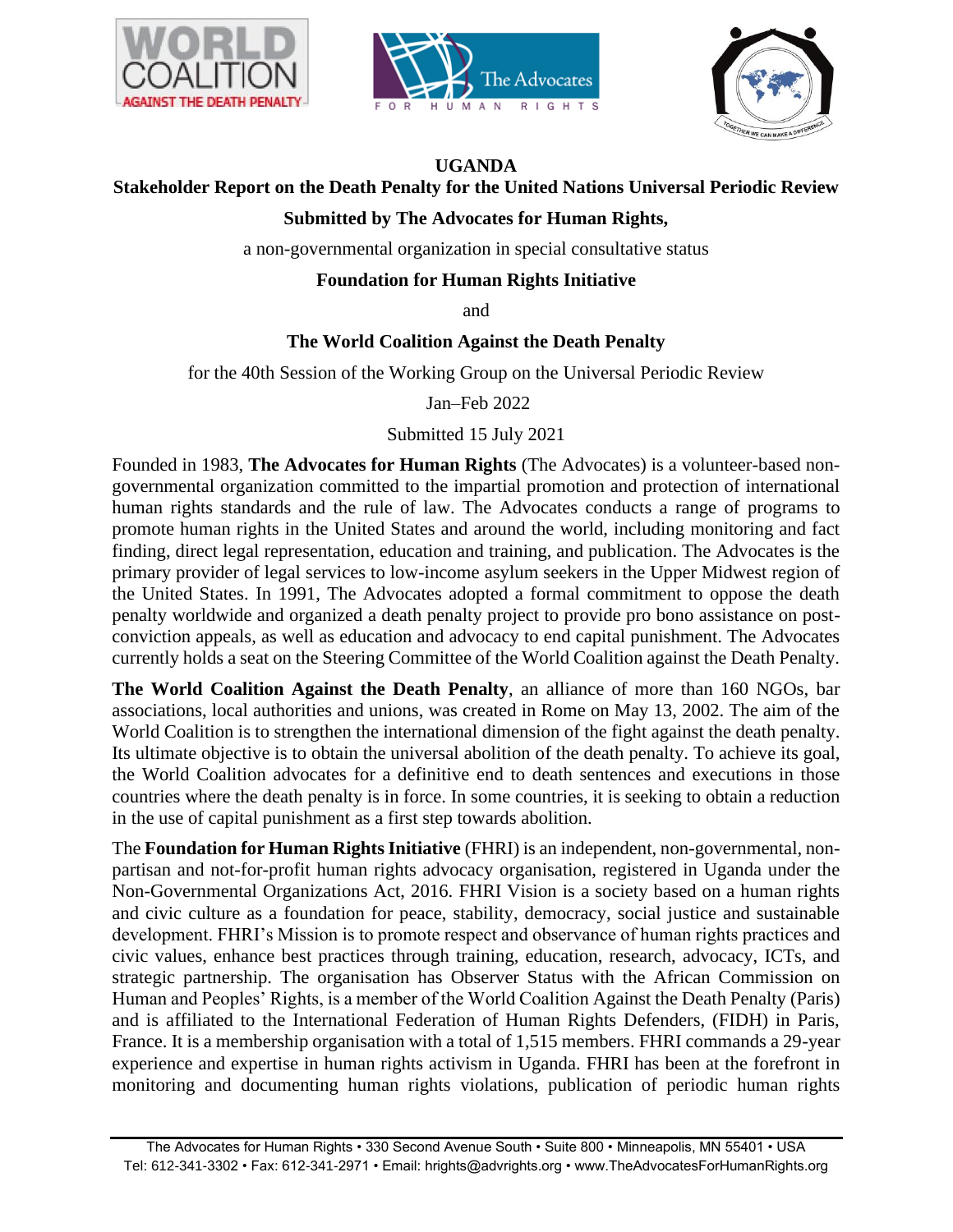# UGANDA

## Stakeholder Report on the Death Penalty for the United Nations Universal Periodic Review

**Submitted by The Advocates for Human Rights,**

a non-governmental organization in special consultative status

**Foundation for Human Rights Initiative**

and

**The World Coalition Against the Death Penalty**

for the 40th Session of the Working Group on the Universal Periodic Review

Jan–Feb 2022

Submitted 15 July 2021

Founded in 1983, **The Advocates for Human Rights** (The Advocates) is a volunteer-based non-governmental organization committed to the impartial promotion and protection of international human rights standards and the rule of law. The Advocates conducts a range of programs to promote human rights in the United States and around the world, including monitoring and fact finding, direct legal representation, education and training, and publication. The Advocates is the primary provider of legal services to low-income asylum seekers in the Upper Midwest region of the United States. In 1991, The Advocates adopted a formal commitment to oppose the death penalty worldwide and organized a death penalty project to provide pro bono assistance on post-conviction appeals, as well as education and advocacy to end capital punishment. The Advocates currently holds a seat on the Steering Committee of the World Coalition against the Death Penalty.

**The World Coalition Against the Death Penalty**, an alliance of more than 160 NGOs, bar associations, local authorities and unions, was created in Rome on May 13, 2002. The aim of the World Coalition is to strengthen the international dimension of the fight against the death penalty. Its ultimate objective is to obtain the universal abolition of the death penalty. To achieve its goal, the World Coalition advocates for a definitive end to death sentences and executions in those countries where the death penalty is in force. In some countries, it is seeking to obtain a reduction in the use of capital punishment as a first step towards abolition.

The **Foundation for Human Rights Initiative** (FHRI) is an independent, non-governmental, non-partisan and not-for-profit human rights advocacy organisation, registered in Uganda under the Non-Governmental Organizations Act, 2016. FHRI Vision is a society based on a human rights and civic culture as a foundation for peace, stability, democracy, social justice and sustainable development. FHRI's Mission is to promote respect and observance of human rights practices and civic values, enhance best practices through training, education, research, advocacy, ICTs, and strategic partnership. The organisation has Observer Status with the African Commission on Human and Peoples' Rights, is a member of the World Coalition Against the Death Penalty (Paris) and is affiliated to the International Federation of Human Rights Defenders, (FIDH) in Paris, France. It is a membership organisation with a total of 1,515 members. FHRI commands a 29-year experience and expertise in human rights activism in Uganda. FHRI has been at the forefront in monitoring and documenting human rights violations, publication of periodic human rights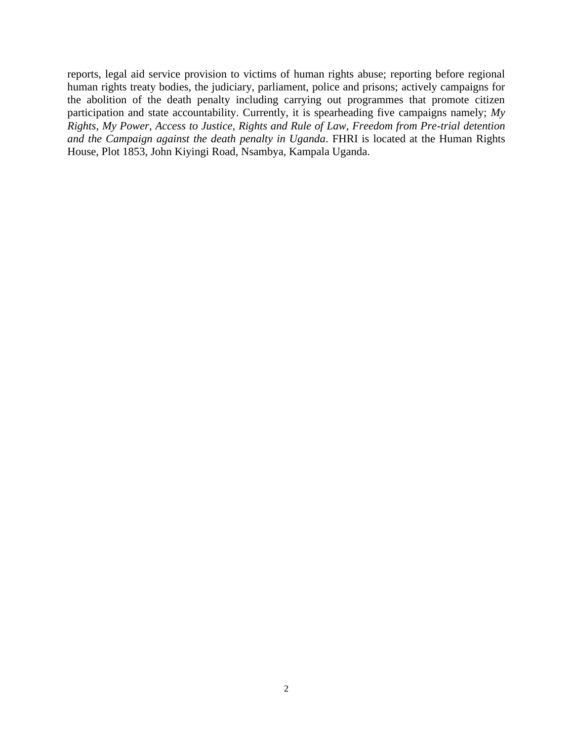reports, legal aid service provision to victims of human rights abuse; reporting before regional human rights treaty bodies, the judiciary, parliament, police and prisons; actively campaigns for the abolition of the death penalty including carrying out programmes that promote citizen participation and state accountability. Currently, it is spearheading five campaigns namely; *My Rights, My Power, Access to Justice, Rights and Rule of Law, Freedom from Pre-trial detention and the Campaign against the death penalty in Uganda*. FHRI is located at the Human Rights House, Plot 1853, John Kiyingi Road, Nsambya, Kampala Uganda.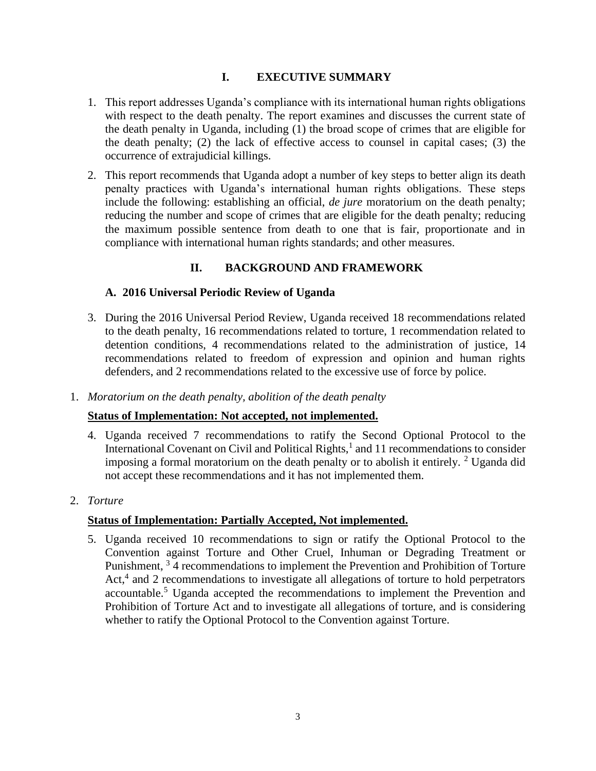## I. EXECUTIVE SUMMARY

1. This report addresses Uganda's compliance with its international human rights obligations with respect to the death penalty. The report examines and discusses the current state of the death penalty in Uganda, including (1) the broad scope of crimes that are eligible for the death penalty; (2) the lack of effective access to counsel in capital cases; (3) the occurrence of extrajudicial killings.

2. This report recommends that Uganda adopt a number of key steps to better align its death penalty practices with Uganda's international human rights obligations. These steps include the following: establishing an official, *de jure* moratorium on the death penalty; reducing the number and scope of crimes that are eligible for the death penalty; reducing the maximum possible sentence from death to one that is fair, proportionate and in compliance with international human rights standards; and other measures.

## II. BACKGROUND AND FRAMEWORK

### A. 2016 Universal Periodic Review of Uganda

3. During the 2016 Universal Period Review, Uganda received 18 recommendations related to the death penalty, 16 recommendations related to torture, 1 recommendation related to detention conditions, 4 recommendations related to the administration of justice, 14 recommendations related to freedom of expression and opinion and human rights defenders, and 2 recommendations related to the excessive use of force by police.

1. *Moratorium on the death penalty, abolition of the death penalty*

**Status of Implementation: Not accepted, not implemented.**

4. Uganda received 7 recommendations to ratify the Second Optional Protocol to the International Covenant on Civil and Political Rights,[1] and 11 recommendations to consider imposing a formal moratorium on the death penalty or to abolish it entirely. [2] Uganda did not accept these recommendations and it has not implemented them.

2. *Torture*

**Status of Implementation: Partially Accepted, Not implemented.**

5. Uganda received 10 recommendations to sign or ratify the Optional Protocol to the Convention against Torture and Other Cruel, Inhuman or Degrading Treatment or Punishment, [3] 4 recommendations to implement the Prevention and Prohibition of Torture Act,[4] and 2 recommendations to investigate all allegations of torture to hold perpetrators accountable.[5] Uganda accepted the recommendations to implement the Prevention and Prohibition of Torture Act and to investigate all allegations of torture, and is considering whether to ratify the Optional Protocol to the Convention against Torture.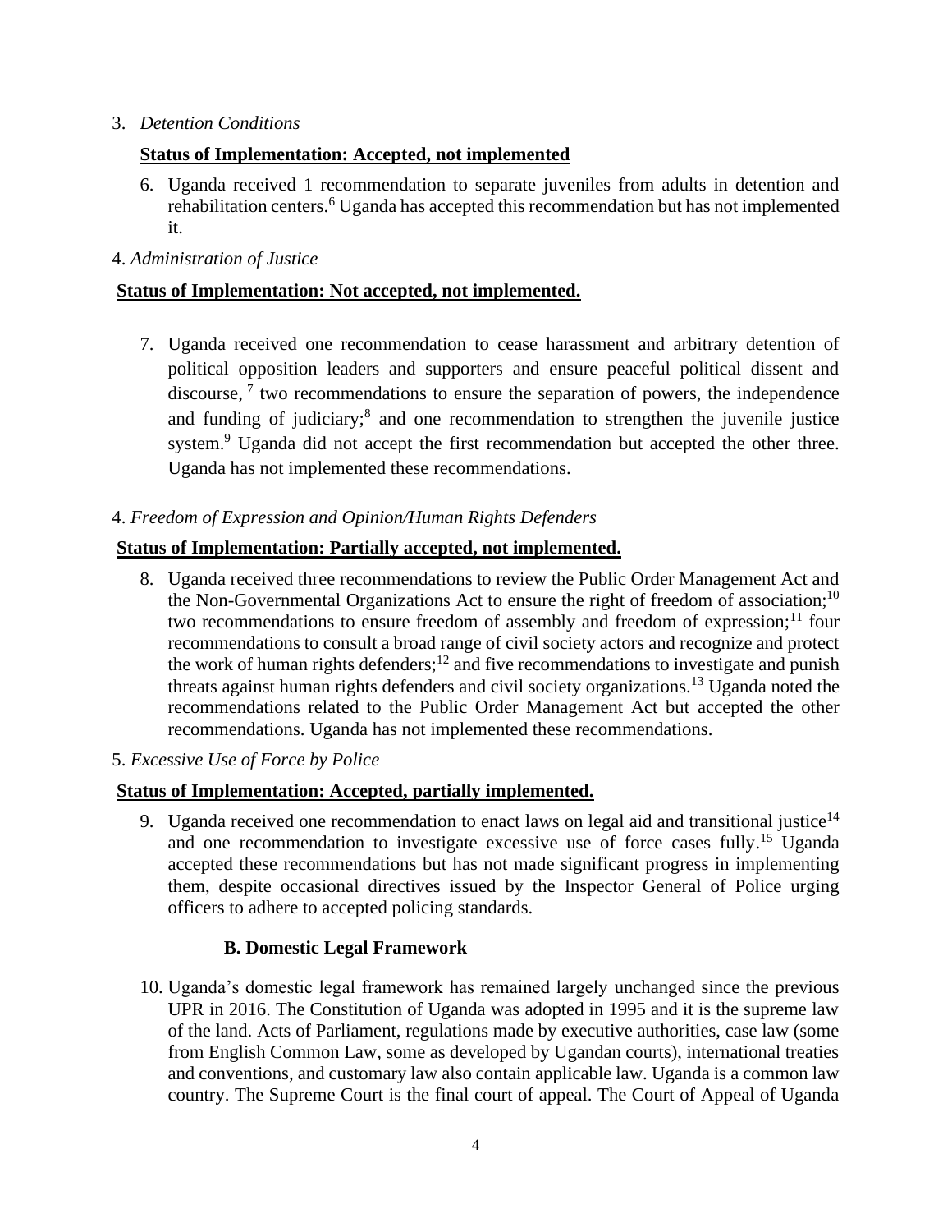3. *Detention Conditions*

**Status of Implementation: Accepted, not implemented**

6. Uganda received 1 recommendation to separate juveniles from adults in detention and rehabilitation centers.[6] Uganda has accepted this recommendation but has not implemented it.

4. *Administration of Justice*

**Status of Implementation: Not accepted, not implemented.**

7. Uganda received one recommendation to cease harassment and arbitrary detention of political opposition leaders and supporters and ensure peaceful political dissent and discourse, [7] two recommendations to ensure the separation of powers, the independence and funding of judiciary;[8] and one recommendation to strengthen the juvenile justice system.[9] Uganda did not accept the first recommendation but accepted the other three. Uganda has not implemented these recommendations.

4. *Freedom of Expression and Opinion/Human Rights Defenders*

**Status of Implementation: Partially accepted, not implemented.**

8. Uganda received three recommendations to review the Public Order Management Act and the Non-Governmental Organizations Act to ensure the right of freedom of association;[10] two recommendations to ensure freedom of assembly and freedom of expression;[11] four recommendations to consult a broad range of civil society actors and recognize and protect the work of human rights defenders;[12] and five recommendations to investigate and punish threats against human rights defenders and civil society organizations.[13] Uganda noted the recommendations related to the Public Order Management Act but accepted the other recommendations. Uganda has not implemented these recommendations.

5. *Excessive Use of Force by Police*

**Status of Implementation: Accepted, partially implemented.**

9. Uganda received one recommendation to enact laws on legal aid and transitional justice[14] and one recommendation to investigate excessive use of force cases fully.[15] Uganda accepted these recommendations but has not made significant progress in implementing them, despite occasional directives issued by the Inspector General of Police urging officers to adhere to accepted policing standards.

### B. Domestic Legal Framework

10. Uganda's domestic legal framework has remained largely unchanged since the previous UPR in 2016. The Constitution of Uganda was adopted in 1995 and it is the supreme law of the land. Acts of Parliament, regulations made by executive authorities, case law (some from English Common Law, some as developed by Ugandan courts), international treaties and conventions, and customary law also contain applicable law. Uganda is a common law country. The Supreme Court is the final court of appeal. The Court of Appeal of Uganda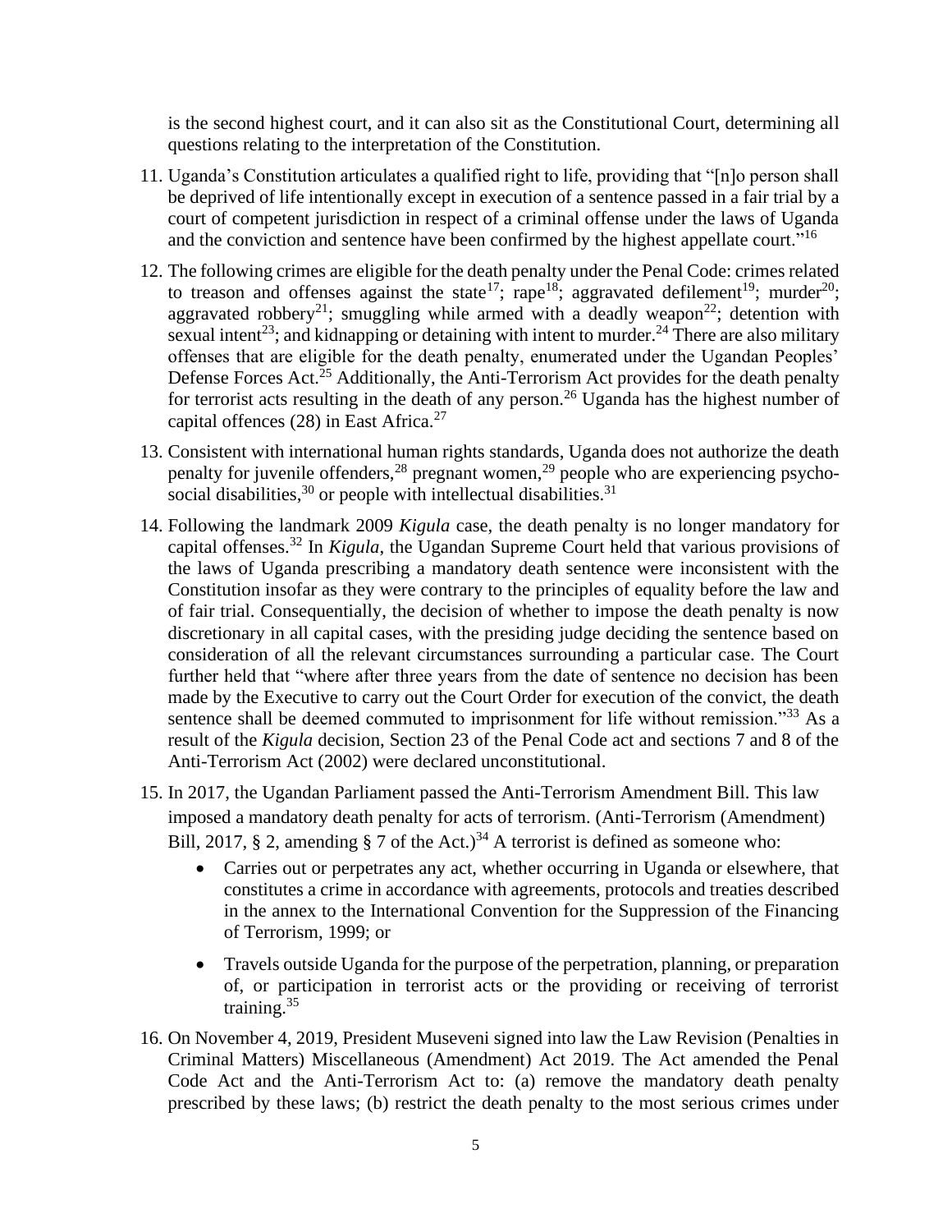is the second highest court, and it can also sit as the Constitutional Court, determining all questions relating to the interpretation of the Constitution.

11. Uganda's Constitution articulates a qualified right to life, providing that "[n]o person shall be deprived of life intentionally except in execution of a sentence passed in a fair trial by a court of competent jurisdiction in respect of a criminal offense under the laws of Uganda and the conviction and sentence have been confirmed by the highest appellate court."[16]

12. The following crimes are eligible for the death penalty under the Penal Code: crimes related to treason and offenses against the state[17]; rape[18]; aggravated defilement[19]; murder[20]; aggravated robbery[21]; smuggling while armed with a deadly weapon[22]; detention with sexual intent[23]; and kidnapping or detaining with intent to murder.[24] There are also military offenses that are eligible for the death penalty, enumerated under the Ugandan Peoples' Defense Forces Act.[25] Additionally, the Anti-Terrorism Act provides for the death penalty for terrorist acts resulting in the death of any person.[26] Uganda has the highest number of capital offences (28) in East Africa.[27]

13. Consistent with international human rights standards, Uganda does not authorize the death penalty for juvenile offenders,[28] pregnant women,[29] people who are experiencing psycho-social disabilities,[30] or people with intellectual disabilities.[31]

14. Following the landmark 2009 *Kigula* case, the death penalty is no longer mandatory for capital offenses.[32] In *Kigula*, the Ugandan Supreme Court held that various provisions of the laws of Uganda prescribing a mandatory death sentence were inconsistent with the Constitution insofar as they were contrary to the principles of equality before the law and of fair trial. Consequentially, the decision of whether to impose the death penalty is now discretionary in all capital cases, with the presiding judge deciding the sentence based on consideration of all the relevant circumstances surrounding a particular case. The Court further held that "where after three years from the date of sentence no decision has been made by the Executive to carry out the Court Order for execution of the convict, the death sentence shall be deemed commuted to imprisonment for life without remission."[33] As a result of the *Kigula* decision, Section 23 of the Penal Code act and sections 7 and 8 of the Anti-Terrorism Act (2002) were declared unconstitutional.

15. In 2017, the Ugandan Parliament passed the Anti-Terrorism Amendment Bill. This law imposed a mandatory death penalty for acts of terrorism. (Anti-Terrorism (Amendment) Bill, 2017, § 2, amending § 7 of the Act.)[34] A terrorist is defined as someone who:
    - Carries out or perpetrates any act, whether occurring in Uganda or elsewhere, that constitutes a crime in accordance with agreements, protocols and treaties described in the annex to the International Convention for the Suppression of the Financing of Terrorism, 1999; or
    - Travels outside Uganda for the purpose of the perpetration, planning, or preparation of, or participation in terrorist acts or the providing or receiving of terrorist training.[35]

16. On November 4, 2019, President Museveni signed into law the Law Revision (Penalties in Criminal Matters) Miscellaneous (Amendment) Act 2019. The Act amended the Penal Code Act and the Anti-Terrorism Act to: (a) remove the mandatory death penalty prescribed by these laws; (b) restrict the death penalty to the most serious crimes under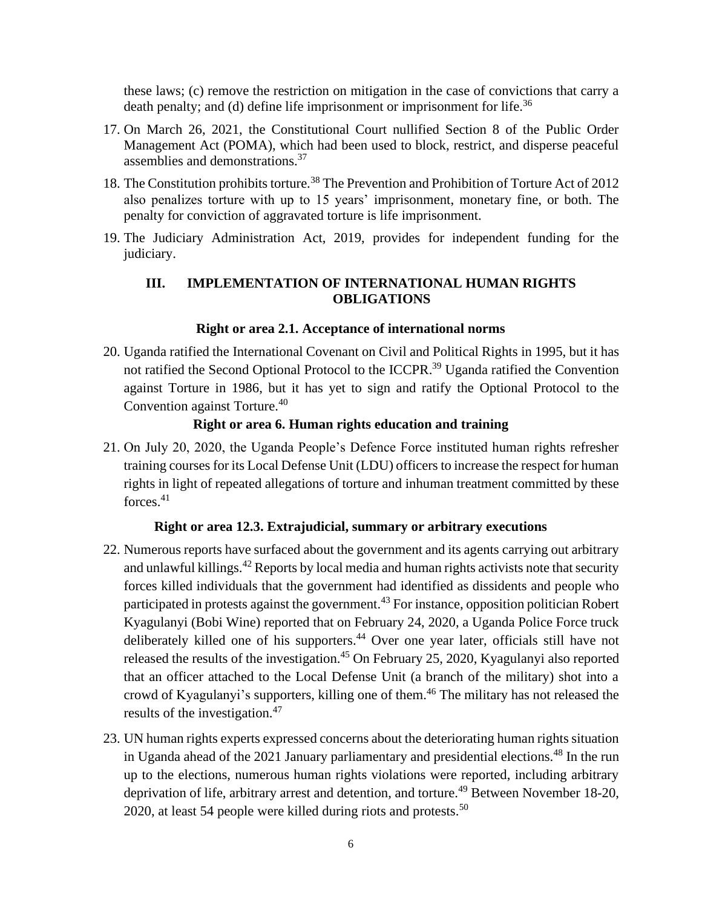these laws; (c) remove the restriction on mitigation in the case of convictions that carry a death penalty; and (d) define life imprisonment or imprisonment for life.[36]

17. On March 26, 2021, the Constitutional Court nullified Section 8 of the Public Order Management Act (POMA), which had been used to block, restrict, and disperse peaceful assemblies and demonstrations.[37]

18. The Constitution prohibits torture.[38] The Prevention and Prohibition of Torture Act of 2012 also penalizes torture with up to 15 years' imprisonment, monetary fine, or both. The penalty for conviction of aggravated torture is life imprisonment.

19. The Judiciary Administration Act, 2019, provides for independent funding for the judiciary.

## III. IMPLEMENTATION OF INTERNATIONAL HUMAN RIGHTS OBLIGATIONS

### Right or area 2.1. Acceptance of international norms

20. Uganda ratified the International Covenant on Civil and Political Rights in 1995, but it has not ratified the Second Optional Protocol to the ICCPR.[39] Uganda ratified the Convention against Torture in 1986, but it has yet to sign and ratify the Optional Protocol to the Convention against Torture.[40]

### Right or area 6. Human rights education and training

21. On July 20, 2020, the Uganda People's Defence Force instituted human rights refresher training courses for its Local Defense Unit (LDU) officers to increase the respect for human rights in light of repeated allegations of torture and inhuman treatment committed by these forces.[41]

### Right or area 12.3. Extrajudicial, summary or arbitrary executions

22. Numerous reports have surfaced about the government and its agents carrying out arbitrary and unlawful killings.[42] Reports by local media and human rights activists note that security forces killed individuals that the government had identified as dissidents and people who participated in protests against the government.[43] For instance, opposition politician Robert Kyagulanyi (Bobi Wine) reported that on February 24, 2020, a Uganda Police Force truck deliberately killed one of his supporters.[44] Over one year later, officials still have not released the results of the investigation.[45] On February 25, 2020, Kyagulanyi also reported that an officer attached to the Local Defense Unit (a branch of the military) shot into a crowd of Kyagulanyi's supporters, killing one of them.[46] The military has not released the results of the investigation.[47]

23. UN human rights experts expressed concerns about the deteriorating human rights situation in Uganda ahead of the 2021 January parliamentary and presidential elections.[48] In the run up to the elections, numerous human rights violations were reported, including arbitrary deprivation of life, arbitrary arrest and detention, and torture.[49] Between November 18-20, 2020, at least 54 people were killed during riots and protests.[50]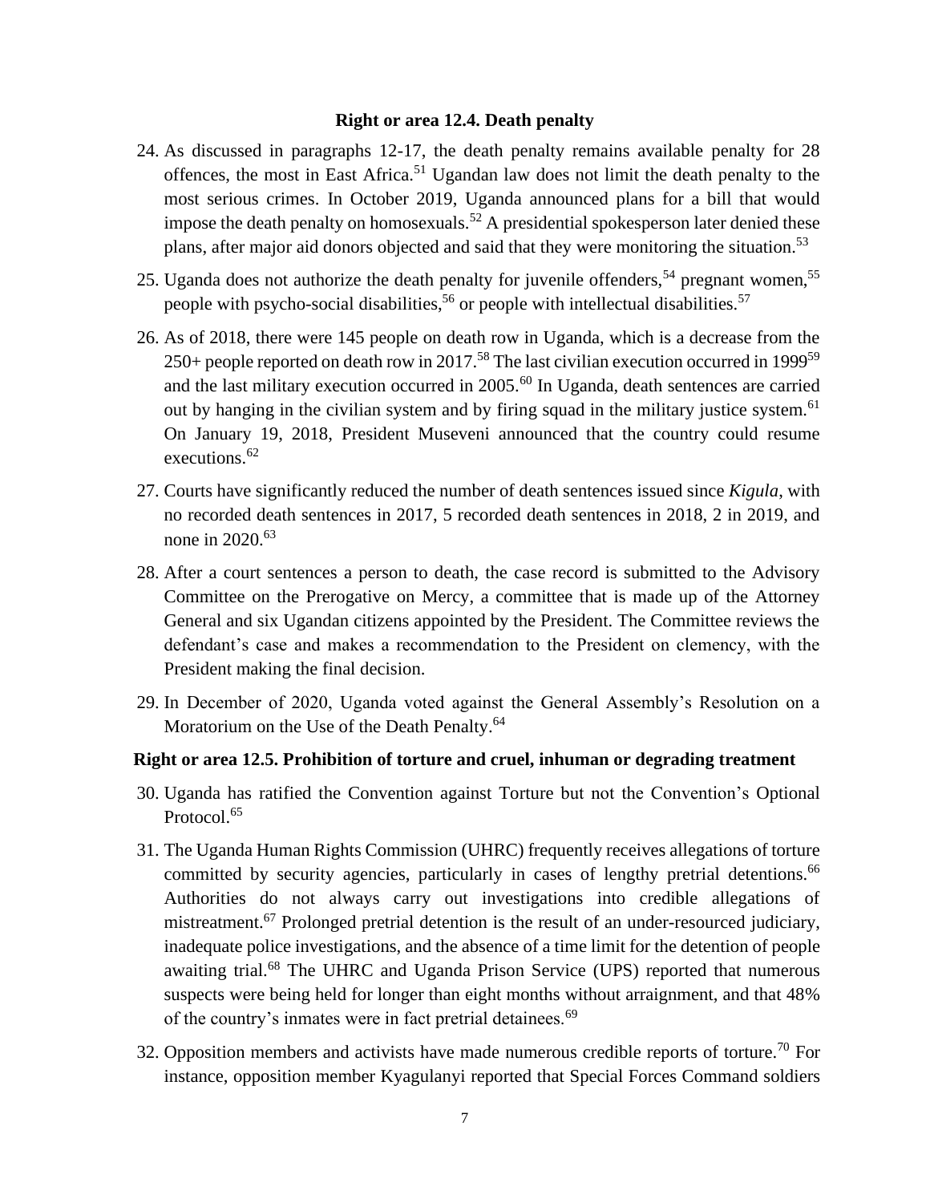### Right or area 12.4. Death penalty

24. As discussed in paragraphs 12-17, the death penalty remains available penalty for 28 offences, the most in East Africa.[51] Ugandan law does not limit the death penalty to the most serious crimes. In October 2019, Uganda announced plans for a bill that would impose the death penalty on homosexuals.[52] A presidential spokesperson later denied these plans, after major aid donors objected and said that they were monitoring the situation.[53]

25. Uganda does not authorize the death penalty for juvenile offenders,[54] pregnant women,[55] people with psycho-social disabilities,[56] or people with intellectual disabilities.[57]

26. As of 2018, there were 145 people on death row in Uganda, which is a decrease from the 250+ people reported on death row in 2017.[58] The last civilian execution occurred in 1999[59] and the last military execution occurred in 2005.[60] In Uganda, death sentences are carried out by hanging in the civilian system and by firing squad in the military justice system.[61] On January 19, 2018, President Museveni announced that the country could resume executions.[62]

27. Courts have significantly reduced the number of death sentences issued since *Kigula*, with no recorded death sentences in 2017, 5 recorded death sentences in 2018, 2 in 2019, and none in 2020.[63]

28. After a court sentences a person to death, the case record is submitted to the Advisory Committee on the Prerogative on Mercy, a committee that is made up of the Attorney General and six Ugandan citizens appointed by the President. The Committee reviews the defendant's case and makes a recommendation to the President on clemency, with the President making the final decision.

29. In December of 2020, Uganda voted against the General Assembly's Resolution on a Moratorium on the Use of the Death Penalty.[64]

### Right or area 12.5. Prohibition of torture and cruel, inhuman or degrading treatment

30. Uganda has ratified the Convention against Torture but not the Convention's Optional Protocol.[65]

31. The Uganda Human Rights Commission (UHRC) frequently receives allegations of torture committed by security agencies, particularly in cases of lengthy pretrial detentions.[66] Authorities do not always carry out investigations into credible allegations of mistreatment.[67] Prolonged pretrial detention is the result of an under-resourced judiciary, inadequate police investigations, and the absence of a time limit for the detention of people awaiting trial.[68] The UHRC and Uganda Prison Service (UPS) reported that numerous suspects were being held for longer than eight months without arraignment, and that 48% of the country's inmates were in fact pretrial detainees.[69]

32. Opposition members and activists have made numerous credible reports of torture.[70] For instance, opposition member Kyagulanyi reported that Special Forces Command soldiers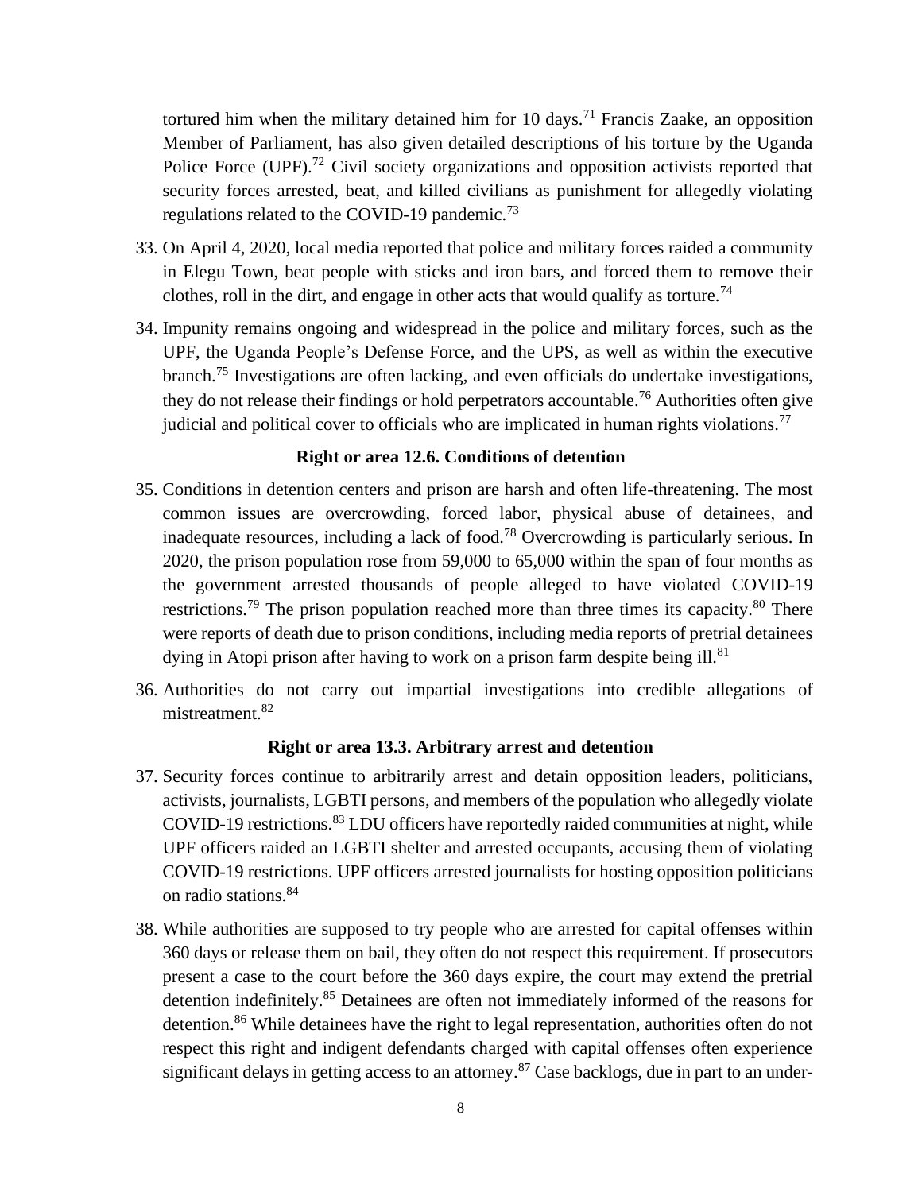tortured him when the military detained him for 10 days.[71] Francis Zaake, an opposition Member of Parliament, has also given detailed descriptions of his torture by the Uganda Police Force (UPF).[72] Civil society organizations and opposition activists reported that security forces arrested, beat, and killed civilians as punishment for allegedly violating regulations related to the COVID-19 pandemic.[73]

33. On April 4, 2020, local media reported that police and military forces raided a community in Elegu Town, beat people with sticks and iron bars, and forced them to remove their clothes, roll in the dirt, and engage in other acts that would qualify as torture.[74]

34. Impunity remains ongoing and widespread in the police and military forces, such as the UPF, the Uganda People's Defense Force, and the UPS, as well as within the executive branch.[75] Investigations are often lacking, and even officials do undertake investigations, they do not release their findings or hold perpetrators accountable.[76] Authorities often give judicial and political cover to officials who are implicated in human rights violations.[77]

**Right or area 12.6. Conditions of detention**

35. Conditions in detention centers and prison are harsh and often life-threatening. The most common issues are overcrowding, forced labor, physical abuse of detainees, and inadequate resources, including a lack of food.[78] Overcrowding is particularly serious. In 2020, the prison population rose from 59,000 to 65,000 within the span of four months as the government arrested thousands of people alleged to have violated COVID-19 restrictions.[79] The prison population reached more than three times its capacity.[80] There were reports of death due to prison conditions, including media reports of pretrial detainees dying in Atopi prison after having to work on a prison farm despite being ill.[81]

36. Authorities do not carry out impartial investigations into credible allegations of mistreatment.[82]

**Right or area 13.3. Arbitrary arrest and detention**

37. Security forces continue to arbitrarily arrest and detain opposition leaders, politicians, activists, journalists, LGBTI persons, and members of the population who allegedly violate COVID-19 restrictions.[83] LDU officers have reportedly raided communities at night, while UPF officers raided an LGBTI shelter and arrested occupants, accusing them of violating COVID-19 restrictions. UPF officers arrested journalists for hosting opposition politicians on radio stations.[84]

38. While authorities are supposed to try people who are arrested for capital offenses within 360 days or release them on bail, they often do not respect this requirement. If prosecutors present a case to the court before the 360 days expire, the court may extend the pretrial detention indefinitely.[85] Detainees are often not immediately informed of the reasons for detention.[86] While detainees have the right to legal representation, authorities often do not respect this right and indigent defendants charged with capital offenses often experience significant delays in getting access to an attorney.[87] Case backlogs, due in part to an under-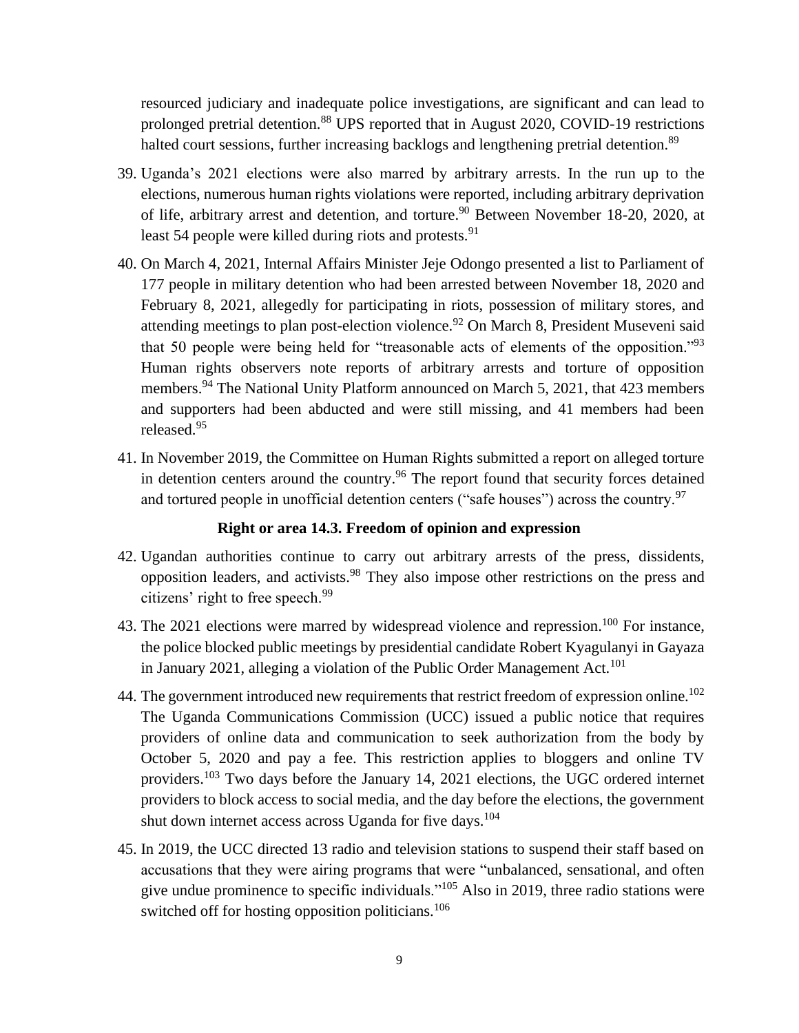resourced judiciary and inadequate police investigations, are significant and can lead to prolonged pretrial detention.[88] UPS reported that in August 2020, COVID-19 restrictions halted court sessions, further increasing backlogs and lengthening pretrial detention.[89]

39. Uganda's 2021 elections were also marred by arbitrary arrests. In the run up to the elections, numerous human rights violations were reported, including arbitrary deprivation of life, arbitrary arrest and detention, and torture.[90] Between November 18-20, 2020, at least 54 people were killed during riots and protests.[91]

40. On March 4, 2021, Internal Affairs Minister Jeje Odongo presented a list to Parliament of 177 people in military detention who had been arrested between November 18, 2020 and February 8, 2021, allegedly for participating in riots, possession of military stores, and attending meetings to plan post-election violence.[92] On March 8, President Museveni said that 50 people were being held for "treasonable acts of elements of the opposition."[93] Human rights observers note reports of arbitrary arrests and torture of opposition members.[94] The National Unity Platform announced on March 5, 2021, that 423 members and supporters had been abducted and were still missing, and 41 members had been released.[95]

41. In November 2019, the Committee on Human Rights submitted a report on alleged torture in detention centers around the country.[96] The report found that security forces detained and tortured people in unofficial detention centers ("safe houses") across the country.[97]

### Right or area 14.3. Freedom of opinion and expression

42. Ugandan authorities continue to carry out arbitrary arrests of the press, dissidents, opposition leaders, and activists.[98] They also impose other restrictions on the press and citizens' right to free speech.[99]

43. The 2021 elections were marred by widespread violence and repression.[100] For instance, the police blocked public meetings by presidential candidate Robert Kyagulanyi in Gayaza in January 2021, alleging a violation of the Public Order Management Act.[101]

44. The government introduced new requirements that restrict freedom of expression online.[102] The Uganda Communications Commission (UCC) issued a public notice that requires providers of online data and communication to seek authorization from the body by October 5, 2020 and pay a fee. This restriction applies to bloggers and online TV providers.[103] Two days before the January 14, 2021 elections, the UGC ordered internet providers to block access to social media, and the day before the elections, the government shut down internet access across Uganda for five days.[104]

45. In 2019, the UCC directed 13 radio and television stations to suspend their staff based on accusations that they were airing programs that were "unbalanced, sensational, and often give undue prominence to specific individuals."[105] Also in 2019, three radio stations were switched off for hosting opposition politicians.[106]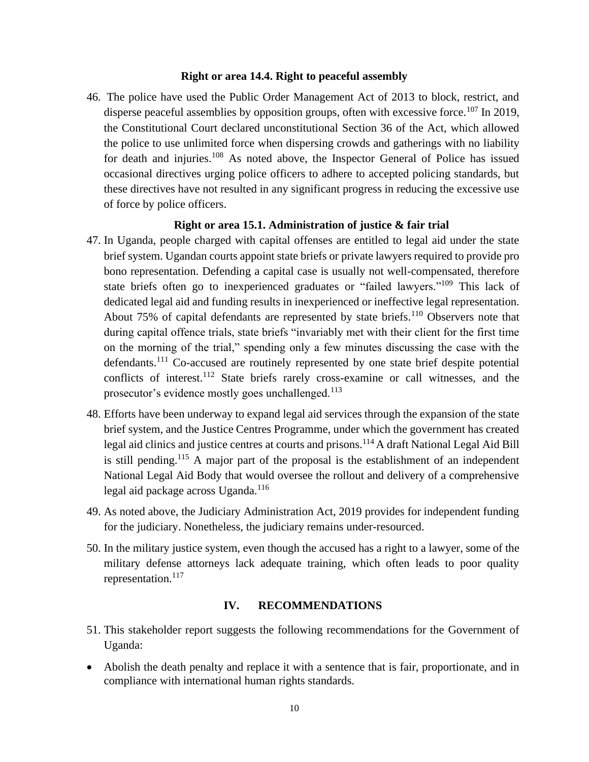### Right or area 14.4. Right to peaceful assembly

46. The police have used the Public Order Management Act of 2013 to block, restrict, and disperse peaceful assemblies by opposition groups, often with excessive force.[107] In 2019, the Constitutional Court declared unconstitutional Section 36 of the Act, which allowed the police to use unlimited force when dispersing crowds and gatherings with no liability for death and injuries.[108] As noted above, the Inspector General of Police has issued occasional directives urging police officers to adhere to accepted policing standards, but these directives have not resulted in any significant progress in reducing the excessive use of force by police officers.

### Right or area 15.1. Administration of justice & fair trial

47. In Uganda, people charged with capital offenses are entitled to legal aid under the state brief system. Ugandan courts appoint state briefs or private lawyers required to provide pro bono representation. Defending a capital case is usually not well-compensated, therefore state briefs often go to inexperienced graduates or "failed lawyers."[109] This lack of dedicated legal aid and funding results in inexperienced or ineffective legal representation. About 75% of capital defendants are represented by state briefs.[110] Observers note that during capital offence trials, state briefs "invariably met with their client for the first time on the morning of the trial," spending only a few minutes discussing the case with the defendants.[111] Co-accused are routinely represented by one state brief despite potential conflicts of interest.[112] State briefs rarely cross-examine or call witnesses, and the prosecutor's evidence mostly goes unchallenged.[113]

48. Efforts have been underway to expand legal aid services through the expansion of the state brief system, and the Justice Centres Programme, under which the government has created legal aid clinics and justice centres at courts and prisons.[114] A draft National Legal Aid Bill is still pending.[115] A major part of the proposal is the establishment of an independent National Legal Aid Body that would oversee the rollout and delivery of a comprehensive legal aid package across Uganda.[116]

49. As noted above, the Judiciary Administration Act, 2019 provides for independent funding for the judiciary. Nonetheless, the judiciary remains under-resourced.

50. In the military justice system, even though the accused has a right to a lawyer, some of the military defense attorneys lack adequate training, which often leads to poor quality representation.[117]

## IV. RECOMMENDATIONS

51. This stakeholder report suggests the following recommendations for the Government of Uganda:

- Abolish the death penalty and replace it with a sentence that is fair, proportionate, and in compliance with international human rights standards.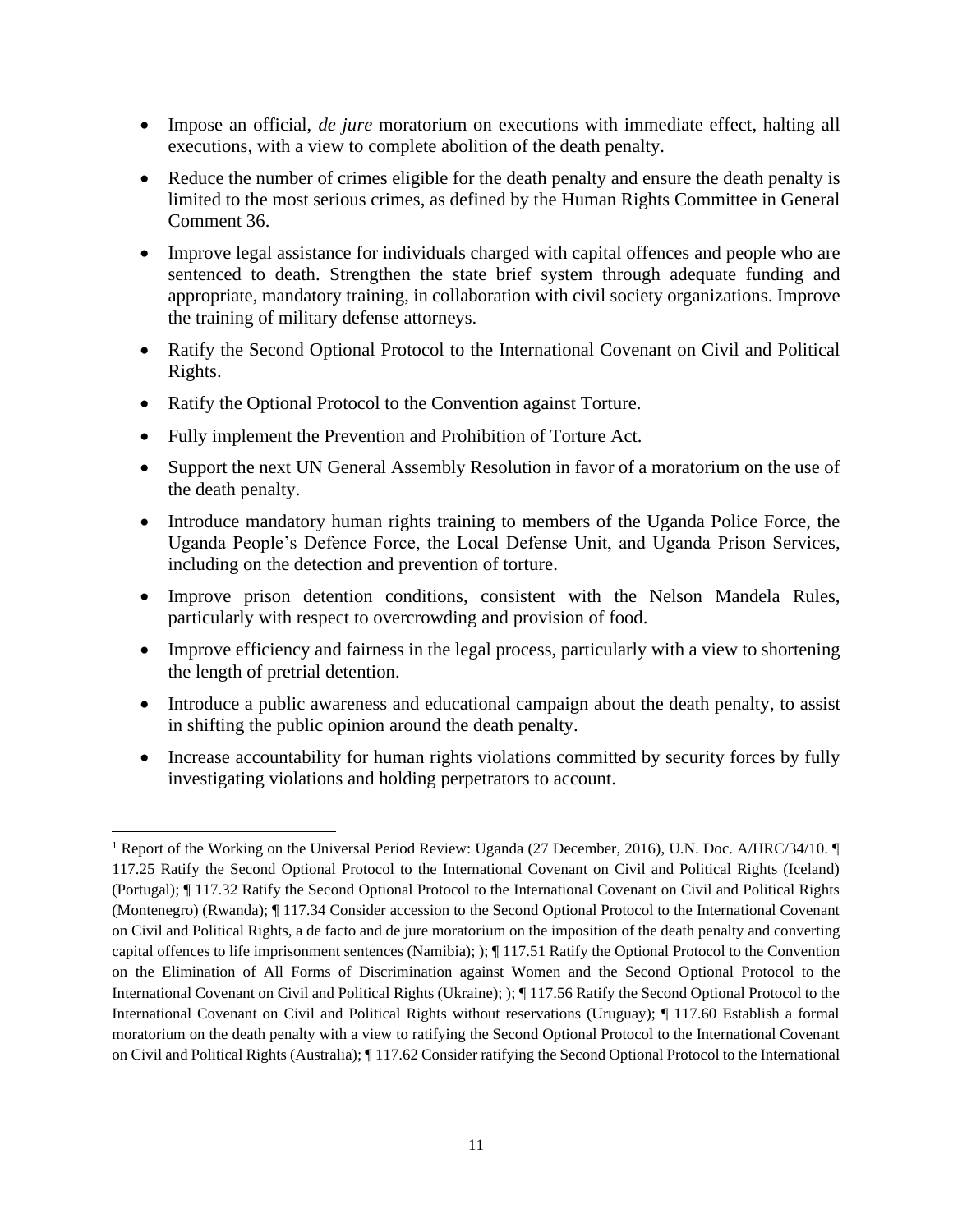- Impose an official, *de jure* moratorium on executions with immediate effect, halting all executions, with a view to complete abolition of the death penalty.
- Reduce the number of crimes eligible for the death penalty and ensure the death penalty is limited to the most serious crimes, as defined by the Human Rights Committee in General Comment 36.
- Improve legal assistance for individuals charged with capital offences and people who are sentenced to death. Strengthen the state brief system through adequate funding and appropriate, mandatory training, in collaboration with civil society organizations. Improve the training of military defense attorneys.
- Ratify the Second Optional Protocol to the International Covenant on Civil and Political Rights.
- Ratify the Optional Protocol to the Convention against Torture.
- Fully implement the Prevention and Prohibition of Torture Act.
- Support the next UN General Assembly Resolution in favor of a moratorium on the use of the death penalty.
- Introduce mandatory human rights training to members of the Uganda Police Force, the Uganda People's Defence Force, the Local Defense Unit, and Uganda Prison Services, including on the detection and prevention of torture.
- Improve prison detention conditions, consistent with the Nelson Mandela Rules, particularly with respect to overcrowding and provision of food.
- Improve efficiency and fairness in the legal process, particularly with a view to shortening the length of pretrial detention.
- Introduce a public awareness and educational campaign about the death penalty, to assist in shifting the public opinion around the death penalty.
- Increase accountability for human rights violations committed by security forces by fully investigating violations and holding perpetrators to account.

---

[1] Report of the Working on the Universal Period Review: Uganda (27 December, 2016), U.N. Doc. A/HRC/34/10. ¶ 117.25 Ratify the Second Optional Protocol to the International Covenant on Civil and Political Rights (Iceland) (Portugal); ¶ 117.32 Ratify the Second Optional Protocol to the International Covenant on Civil and Political Rights (Montenegro) (Rwanda); ¶ 117.34 Consider accession to the Second Optional Protocol to the International Covenant on Civil and Political Rights, a de facto and de jure moratorium on the imposition of the death penalty and converting capital offences to life imprisonment sentences (Namibia); ); ¶ 117.51 Ratify the Optional Protocol to the Convention on the Elimination of All Forms of Discrimination against Women and the Second Optional Protocol to the International Covenant on Civil and Political Rights (Ukraine); ); ¶ 117.56 Ratify the Second Optional Protocol to the International Covenant on Civil and Political Rights without reservations (Uruguay); ¶ 117.60 Establish a formal moratorium on the death penalty with a view to ratifying the Second Optional Protocol to the International Covenant on Civil and Political Rights (Australia); ¶ 117.62 Consider ratifying the Second Optional Protocol to the International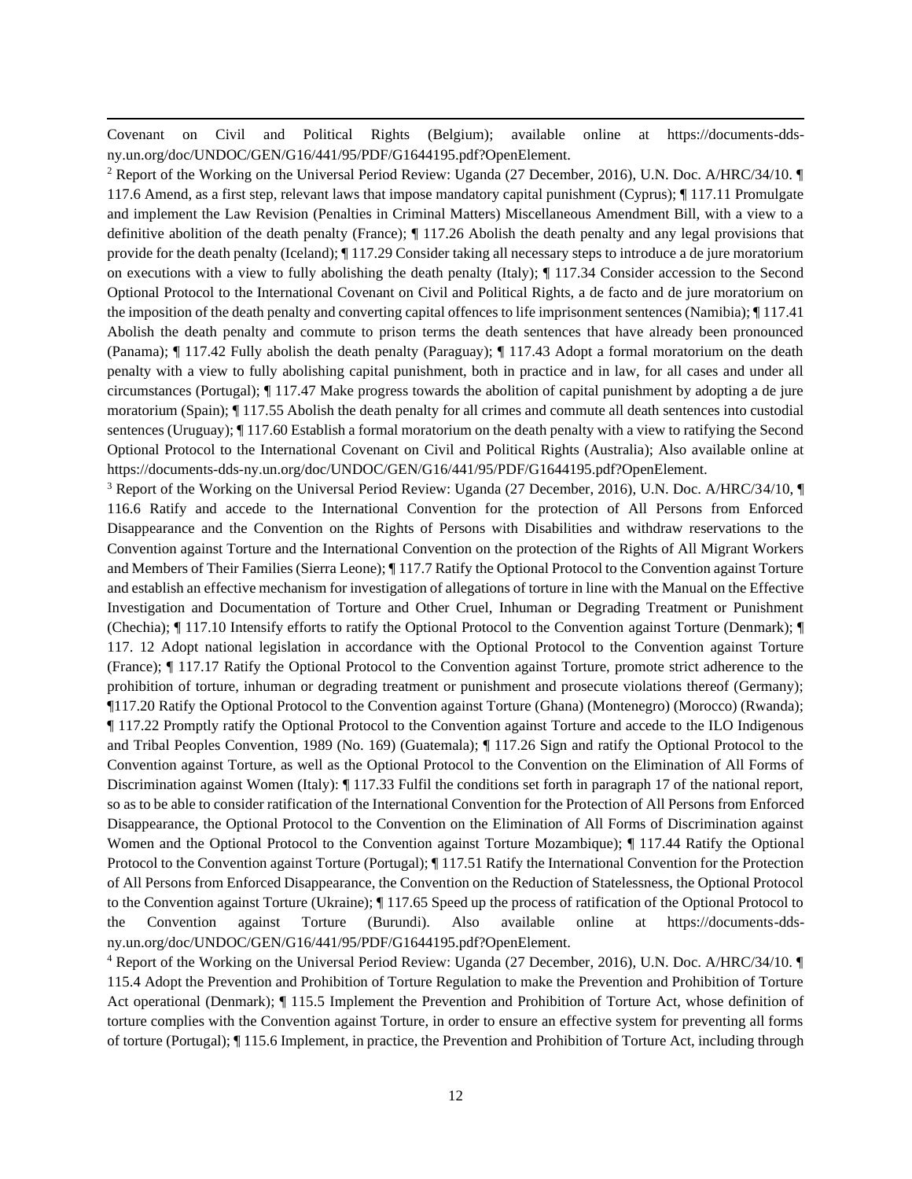Covenant on Civil and Political Rights (Belgium); available online at https://documents-dds-ny.un.org/doc/UNDOC/GEN/G16/441/95/PDF/G1644195.pdf?OpenElement.

[2] Report of the Working on the Universal Period Review: Uganda (27 December, 2016), U.N. Doc. A/HRC/34/10. ¶ 117.6 Amend, as a first step, relevant laws that impose mandatory capital punishment (Cyprus); ¶ 117.11 Promulgate and implement the Law Revision (Penalties in Criminal Matters) Miscellaneous Amendment Bill, with a view to a definitive abolition of the death penalty (France); ¶ 117.26 Abolish the death penalty and any legal provisions that provide for the death penalty (Iceland); ¶ 117.29 Consider taking all necessary steps to introduce a de jure moratorium on executions with a view to fully abolishing the death penalty (Italy); ¶ 117.34 Consider accession to the Second Optional Protocol to the International Covenant on Civil and Political Rights, a de facto and de jure moratorium on the imposition of the death penalty and converting capital offences to life imprisonment sentences (Namibia); ¶ 117.41 Abolish the death penalty and commute to prison terms the death sentences that have already been pronounced (Panama); ¶ 117.42 Fully abolish the death penalty (Paraguay); ¶ 117.43 Adopt a formal moratorium on the death penalty with a view to fully abolishing capital punishment, both in practice and in law, for all cases and under all circumstances (Portugal); ¶ 117.47 Make progress towards the abolition of capital punishment by adopting a de jure moratorium (Spain); ¶ 117.55 Abolish the death penalty for all crimes and commute all death sentences into custodial sentences (Uruguay); ¶ 117.60 Establish a formal moratorium on the death penalty with a view to ratifying the Second Optional Protocol to the International Covenant on Civil and Political Rights (Australia); Also available online at https://documents-dds-ny.un.org/doc/UNDOC/GEN/G16/441/95/PDF/G1644195.pdf?OpenElement.

[3] Report of the Working on the Universal Period Review: Uganda (27 December, 2016), U.N. Doc. A/HRC/34/10, ¶ 116.6 Ratify and accede to the International Convention for the protection of All Persons from Enforced Disappearance and the Convention on the Rights of Persons with Disabilities and withdraw reservations to the Convention against Torture and the International Convention on the protection of the Rights of All Migrant Workers and Members of Their Families (Sierra Leone); ¶ 117.7 Ratify the Optional Protocol to the Convention against Torture and establish an effective mechanism for investigation of allegations of torture in line with the Manual on the Effective Investigation and Documentation of Torture and Other Cruel, Inhuman or Degrading Treatment or Punishment (Chechia); ¶ 117.10 Intensify efforts to ratify the Optional Protocol to the Convention against Torture (Denmark); ¶ 117. 12 Adopt national legislation in accordance with the Optional Protocol to the Convention against Torture (France); ¶ 117.17 Ratify the Optional Protocol to the Convention against Torture, promote strict adherence to the prohibition of torture, inhuman or degrading treatment or punishment and prosecute violations thereof (Germany); ¶117.20 Ratify the Optional Protocol to the Convention against Torture (Ghana) (Montenegro) (Morocco) (Rwanda); ¶ 117.22 Promptly ratify the Optional Protocol to the Convention against Torture and accede to the ILO Indigenous and Tribal Peoples Convention, 1989 (No. 169) (Guatemala); ¶ 117.26 Sign and ratify the Optional Protocol to the Convention against Torture, as well as the Optional Protocol to the Convention on the Elimination of All Forms of Discrimination against Women (Italy): ¶ 117.33 Fulfil the conditions set forth in paragraph 17 of the national report, so as to be able to consider ratification of the International Convention for the Protection of All Persons from Enforced Disappearance, the Optional Protocol to the Convention on the Elimination of All Forms of Discrimination against Women and the Optional Protocol to the Convention against Torture Mozambique); ¶ 117.44 Ratify the Optional Protocol to the Convention against Torture (Portugal); ¶ 117.51 Ratify the International Convention for the Protection of All Persons from Enforced Disappearance, the Convention on the Reduction of Statelessness, the Optional Protocol to the Convention against Torture (Ukraine); ¶ 117.65 Speed up the process of ratification of the Optional Protocol to the Convention against Torture (Burundi). Also available online at https://documents-dds-ny.un.org/doc/UNDOC/GEN/G16/441/95/PDF/G1644195.pdf?OpenElement.

[4] Report of the Working on the Universal Period Review: Uganda (27 December, 2016), U.N. Doc. A/HRC/34/10. ¶ 115.4 Adopt the Prevention and Prohibition of Torture Regulation to make the Prevention and Prohibition of Torture Act operational (Denmark); ¶ 115.5 Implement the Prevention and Prohibition of Torture Act, whose definition of torture complies with the Convention against Torture, in order to ensure an effective system for preventing all forms of torture (Portugal); ¶ 115.6 Implement, in practice, the Prevention and Prohibition of Torture Act, including through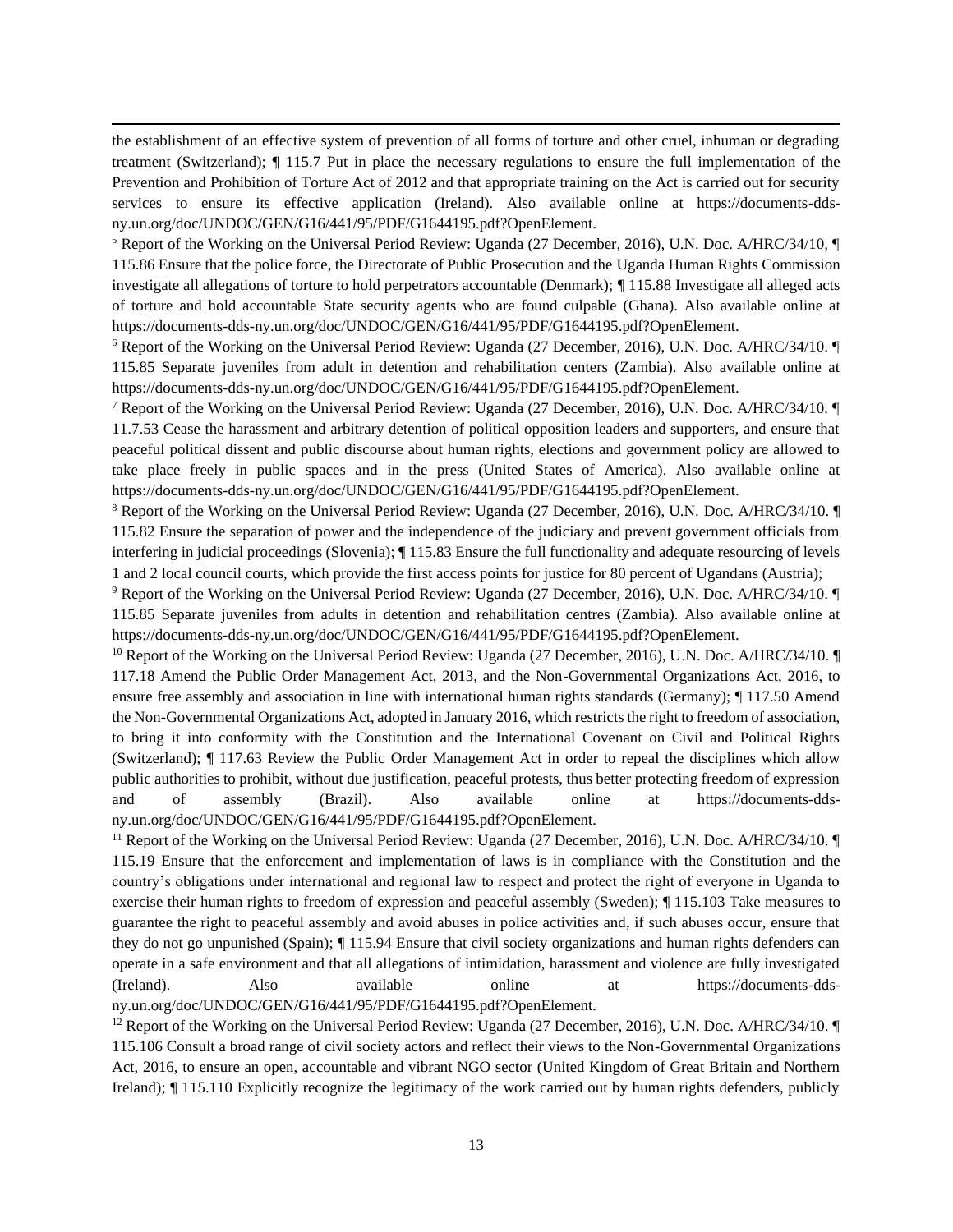the establishment of an effective system of prevention of all forms of torture and other cruel, inhuman or degrading treatment (Switzerland); ¶ 115.7 Put in place the necessary regulations to ensure the full implementation of the Prevention and Prohibition of Torture Act of 2012 and that appropriate training on the Act is carried out for security services to ensure its effective application (Ireland). Also available online at https://documents-dds-ny.un.org/doc/UNDOC/GEN/G16/441/95/PDF/G1644195.pdf?OpenElement.

[5] Report of the Working on the Universal Period Review: Uganda (27 December, 2016), U.N. Doc. A/HRC/34/10, ¶ 115.86 Ensure that the police force, the Directorate of Public Prosecution and the Uganda Human Rights Commission investigate all allegations of torture to hold perpetrators accountable (Denmark); ¶ 115.88 Investigate all alleged acts of torture and hold accountable State security agents who are found culpable (Ghana). Also available online at https://documents-dds-ny.un.org/doc/UNDOC/GEN/G16/441/95/PDF/G1644195.pdf?OpenElement.

[6] Report of the Working on the Universal Period Review: Uganda (27 December, 2016), U.N. Doc. A/HRC/34/10. ¶ 115.85 Separate juveniles from adult in detention and rehabilitation centers (Zambia). Also available online at https://documents-dds-ny.un.org/doc/UNDOC/GEN/G16/441/95/PDF/G1644195.pdf?OpenElement.

[7] Report of the Working on the Universal Period Review: Uganda (27 December, 2016), U.N. Doc. A/HRC/34/10. ¶ 11.7.53 Cease the harassment and arbitrary detention of political opposition leaders and supporters, and ensure that peaceful political dissent and public discourse about human rights, elections and government policy are allowed to take place freely in public spaces and in the press (United States of America). Also available online at https://documents-dds-ny.un.org/doc/UNDOC/GEN/G16/441/95/PDF/G1644195.pdf?OpenElement.

[8] Report of the Working on the Universal Period Review: Uganda (27 December, 2016), U.N. Doc. A/HRC/34/10. ¶ 115.82 Ensure the separation of power and the independence of the judiciary and prevent government officials from interfering in judicial proceedings (Slovenia); ¶ 115.83 Ensure the full functionality and adequate resourcing of levels 1 and 2 local council courts, which provide the first access points for justice for 80 percent of Ugandans (Austria);

[9] Report of the Working on the Universal Period Review: Uganda (27 December, 2016), U.N. Doc. A/HRC/34/10. ¶ 115.85 Separate juveniles from adults in detention and rehabilitation centres (Zambia). Also available online at https://documents-dds-ny.un.org/doc/UNDOC/GEN/G16/441/95/PDF/G1644195.pdf?OpenElement.

[10] Report of the Working on the Universal Period Review: Uganda (27 December, 2016), U.N. Doc. A/HRC/34/10. ¶ 117.18 Amend the Public Order Management Act, 2013, and the Non-Governmental Organizations Act, 2016, to ensure free assembly and association in line with international human rights standards (Germany); ¶ 117.50 Amend the Non-Governmental Organizations Act, adopted in January 2016, which restricts the right to freedom of association, to bring it into conformity with the Constitution and the International Covenant on Civil and Political Rights (Switzerland); ¶ 117.63 Review the Public Order Management Act in order to repeal the disciplines which allow public authorities to prohibit, without due justification, peaceful protests, thus better protecting freedom of expression and of assembly (Brazil). Also available online at https://documents-dds-ny.un.org/doc/UNDOC/GEN/G16/441/95/PDF/G1644195.pdf?OpenElement.

[11] Report of the Working on the Universal Period Review: Uganda (27 December, 2016), U.N. Doc. A/HRC/34/10. ¶ 115.19 Ensure that the enforcement and implementation of laws is in compliance with the Constitution and the country's obligations under international and regional law to respect and protect the right of everyone in Uganda to exercise their human rights to freedom of expression and peaceful assembly (Sweden); ¶ 115.103 Take measures to guarantee the right to peaceful assembly and avoid abuses in police activities and, if such abuses occur, ensure that they do not go unpunished (Spain); ¶ 115.94 Ensure that civil society organizations and human rights defenders can operate in a safe environment and that all allegations of intimidation, harassment and violence are fully investigated (Ireland). Also available online at https://documents-dds-ny.un.org/doc/UNDOC/GEN/G16/441/95/PDF/G1644195.pdf?OpenElement.

[12] Report of the Working on the Universal Period Review: Uganda (27 December, 2016), U.N. Doc. A/HRC/34/10. ¶ 115.106 Consult a broad range of civil society actors and reflect their views to the Non-Governmental Organizations Act, 2016, to ensure an open, accountable and vibrant NGO sector (United Kingdom of Great Britain and Northern Ireland); ¶ 115.110 Explicitly recognize the legitimacy of the work carried out by human rights defenders, publicly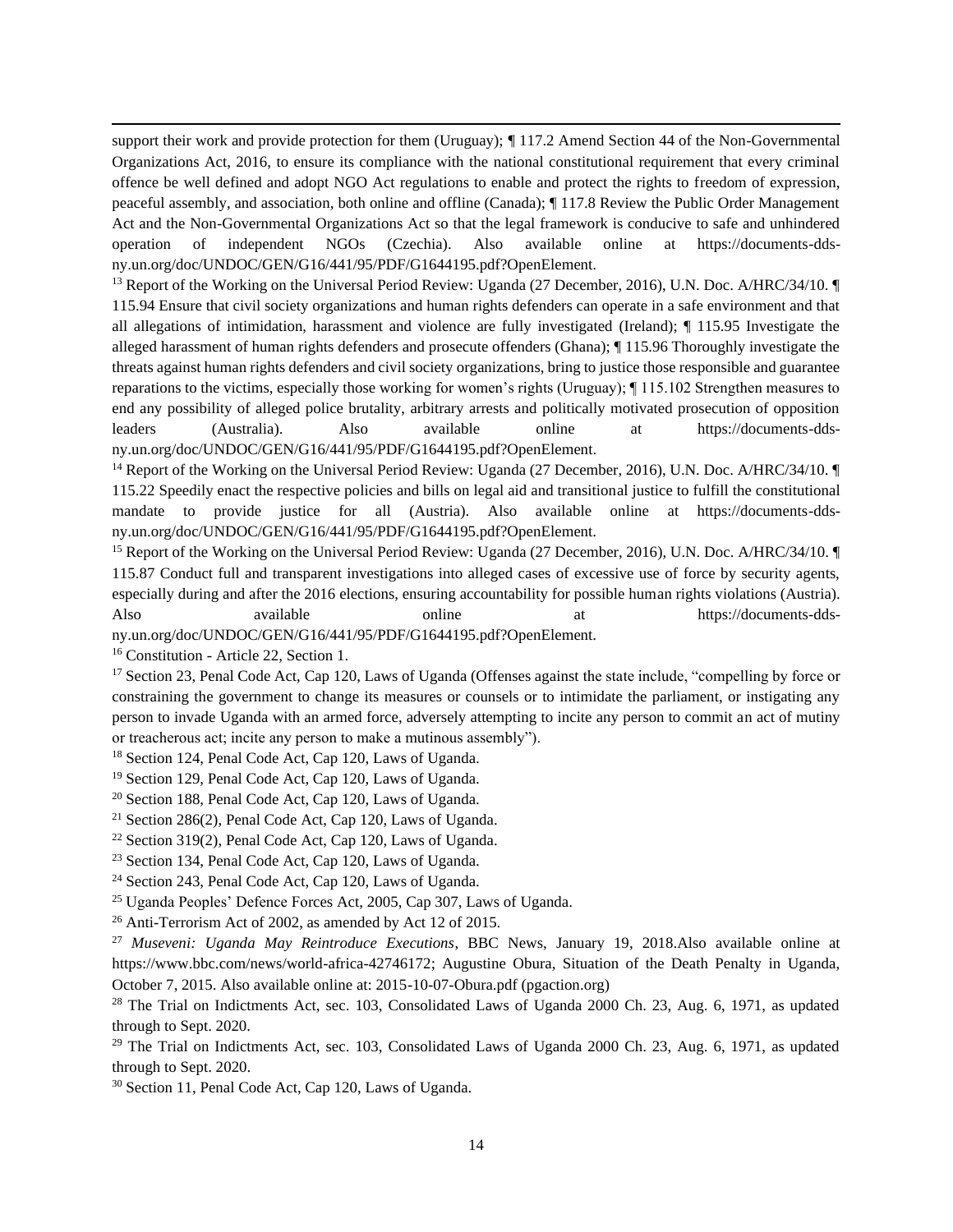support their work and provide protection for them (Uruguay); ¶ 117.2 Amend Section 44 of the Non-Governmental Organizations Act, 2016, to ensure its compliance with the national constitutional requirement that every criminal offence be well defined and adopt NGO Act regulations to enable and protect the rights to freedom of expression, peaceful assembly, and association, both online and offline (Canada); ¶ 117.8 Review the Public Order Management Act and the Non-Governmental Organizations Act so that the legal framework is conducive to safe and unhindered operation of independent NGOs (Czechia). Also available online at https://documents-dds-ny.un.org/doc/UNDOC/GEN/G16/441/95/PDF/G1644195.pdf?OpenElement.

[13] Report of the Working on the Universal Period Review: Uganda (27 December, 2016), U.N. Doc. A/HRC/34/10. ¶ 115.94 Ensure that civil society organizations and human rights defenders can operate in a safe environment and that all allegations of intimidation, harassment and violence are fully investigated (Ireland); ¶ 115.95 Investigate the alleged harassment of human rights defenders and prosecute offenders (Ghana); ¶ 115.96 Thoroughly investigate the threats against human rights defenders and civil society organizations, bring to justice those responsible and guarantee reparations to the victims, especially those working for women's rights (Uruguay); ¶ 115.102 Strengthen measures to end any possibility of alleged police brutality, arbitrary arrests and politically motivated prosecution of opposition leaders (Australia). Also available online at https://documents-dds-ny.un.org/doc/UNDOC/GEN/G16/441/95/PDF/G1644195.pdf?OpenElement.

[14] Report of the Working on the Universal Period Review: Uganda (27 December, 2016), U.N. Doc. A/HRC/34/10. ¶ 115.22 Speedily enact the respective policies and bills on legal aid and transitional justice to fulfill the constitutional mandate to provide justice for all (Austria). Also available online at https://documents-dds-ny.un.org/doc/UNDOC/GEN/G16/441/95/PDF/G1644195.pdf?OpenElement.

[15] Report of the Working on the Universal Period Review: Uganda (27 December, 2016), U.N. Doc. A/HRC/34/10. ¶ 115.87 Conduct full and transparent investigations into alleged cases of excessive use of force by security agents, especially during and after the 2016 elections, ensuring accountability for possible human rights violations (Austria). Also available online at https://documents-dds-ny.un.org/doc/UNDOC/GEN/G16/441/95/PDF/G1644195.pdf?OpenElement.

[16] Constitution - Article 22, Section 1.

[17] Section 23, Penal Code Act, Cap 120, Laws of Uganda (Offenses against the state include, "compelling by force or constraining the government to change its measures or counsels or to intimidate the parliament, or instigating any person to invade Uganda with an armed force, adversely attempting to incite any person to commit an act of mutiny or treacherous act; incite any person to make a mutinous assembly").

[18] Section 124, Penal Code Act, Cap 120, Laws of Uganda.

[19] Section 129, Penal Code Act, Cap 120, Laws of Uganda.

[20] Section 188, Penal Code Act, Cap 120, Laws of Uganda.

[21] Section 286(2), Penal Code Act, Cap 120, Laws of Uganda.

[22] Section 319(2), Penal Code Act, Cap 120, Laws of Uganda.

[23] Section 134, Penal Code Act, Cap 120, Laws of Uganda.

[24] Section 243, Penal Code Act, Cap 120, Laws of Uganda.

[25] Uganda Peoples' Defence Forces Act, 2005, Cap 307, Laws of Uganda.

[26] Anti-Terrorism Act of 2002, as amended by Act 12 of 2015.

[27] *Museveni: Uganda May Reintroduce Executions*, BBC News, January 19, 2018.Also available online at https://www.bbc.com/news/world-africa-42746172; Augustine Obura, Situation of the Death Penalty in Uganda, October 7, 2015. Also available online at: 2015-10-07-Obura.pdf (pgaction.org)

[28] The Trial on Indictments Act, sec. 103, Consolidated Laws of Uganda 2000 Ch. 23, Aug. 6, 1971, as updated through to Sept. 2020.

[29] The Trial on Indictments Act, sec. 103, Consolidated Laws of Uganda 2000 Ch. 23, Aug. 6, 1971, as updated through to Sept. 2020.

[30] Section 11, Penal Code Act, Cap 120, Laws of Uganda.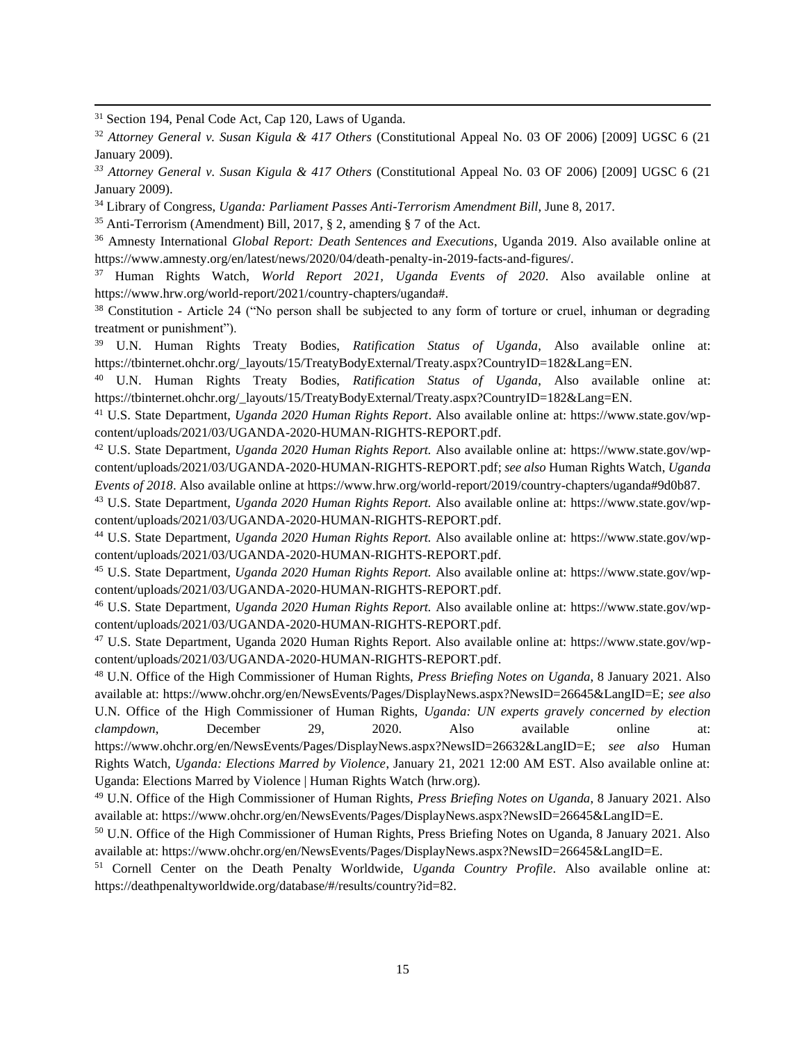[31] Section 194, Penal Code Act, Cap 120, Laws of Uganda.

[32] *Attorney General v. Susan Kigula & 417 Others* (Constitutional Appeal No. 03 OF 2006) [2009] UGSC 6 (21 January 2009).

[33] *Attorney General v. Susan Kigula & 417 Others* (Constitutional Appeal No. 03 OF 2006) [2009] UGSC 6 (21 January 2009).

[34] Library of Congress, *Uganda: Parliament Passes Anti-Terrorism Amendment Bill*, June 8, 2017.

[35] Anti-Terrorism (Amendment) Bill, 2017, § 2, amending § 7 of the Act.

[36] Amnesty International *Global Report: Death Sentences and Executions*, Uganda 2019. Also available online at https://www.amnesty.org/en/latest/news/2020/04/death-penalty-in-2019-facts-and-figures/.

[37] Human Rights Watch, *World Report 2021, Uganda Events of 2020*. Also available online at https://www.hrw.org/world-report/2021/country-chapters/uganda#.

[38] Constitution - Article 24 ("No person shall be subjected to any form of torture or cruel, inhuman or degrading treatment or punishment").

[39] U.N. Human Rights Treaty Bodies, *Ratification Status of Uganda*, Also available online at: https://tbinternet.ohchr.org/_layouts/15/TreatyBodyExternal/Treaty.aspx?CountryID=182&Lang=EN.

[40] U.N. Human Rights Treaty Bodies, *Ratification Status of Uganda*, Also available online at: https://tbinternet.ohchr.org/_layouts/15/TreatyBodyExternal/Treaty.aspx?CountryID=182&Lang=EN.

[41] U.S. State Department, *Uganda 2020 Human Rights Report*. Also available online at: https://www.state.gov/wp-content/uploads/2021/03/UGANDA-2020-HUMAN-RIGHTS-REPORT.pdf.

[42] U.S. State Department, *Uganda 2020 Human Rights Report.* Also available online at: https://www.state.gov/wp-content/uploads/2021/03/UGANDA-2020-HUMAN-RIGHTS-REPORT.pdf; *see also* Human Rights Watch, *Uganda Events of 2018*. Also available online at https://www.hrw.org/world-report/2019/country-chapters/uganda#9d0b87.

[43] U.S. State Department, *Uganda 2020 Human Rights Report.* Also available online at: https://www.state.gov/wp-content/uploads/2021/03/UGANDA-2020-HUMAN-RIGHTS-REPORT.pdf.

[44] U.S. State Department, *Uganda 2020 Human Rights Report.* Also available online at: https://www.state.gov/wp-content/uploads/2021/03/UGANDA-2020-HUMAN-RIGHTS-REPORT.pdf.

[45] U.S. State Department, *Uganda 2020 Human Rights Report.* Also available online at: https://www.state.gov/wp-content/uploads/2021/03/UGANDA-2020-HUMAN-RIGHTS-REPORT.pdf.

[46] U.S. State Department, *Uganda 2020 Human Rights Report.* Also available online at: https://www.state.gov/wp-content/uploads/2021/03/UGANDA-2020-HUMAN-RIGHTS-REPORT.pdf.

[47] U.S. State Department, Uganda 2020 Human Rights Report. Also available online at: https://www.state.gov/wp-content/uploads/2021/03/UGANDA-2020-HUMAN-RIGHTS-REPORT.pdf.

[48] U.N. Office of the High Commissioner of Human Rights, *Press Briefing Notes on Uganda*, 8 January 2021. Also available at: https://www.ohchr.org/en/NewsEvents/Pages/DisplayNews.aspx?NewsID=26645&LangID=E; *see also* U.N. Office of the High Commissioner of Human Rights, *Uganda: UN experts gravely concerned by election clampdown*, December 29, 2020. Also available online at: https://www.ohchr.org/en/NewsEvents/Pages/DisplayNews.aspx?NewsID=26632&LangID=E; *see also* Human Rights Watch, *Uganda: Elections Marred by Violence*, January 21, 2021 12:00 AM EST. Also available online at: Uganda: Elections Marred by Violence | Human Rights Watch (hrw.org).

[49] U.N. Office of the High Commissioner of Human Rights, *Press Briefing Notes on Uganda*, 8 January 2021. Also available at: https://www.ohchr.org/en/NewsEvents/Pages/DisplayNews.aspx?NewsID=26645&LangID=E.

[50] U.N. Office of the High Commissioner of Human Rights, Press Briefing Notes on Uganda, 8 January 2021. Also available at: https://www.ohchr.org/en/NewsEvents/Pages/DisplayNews.aspx?NewsID=26645&LangID=E.

[51] Cornell Center on the Death Penalty Worldwide, *Uganda Country Profile*. Also available online at: https://deathpenaltyworldwide.org/database/#/results/country?id=82.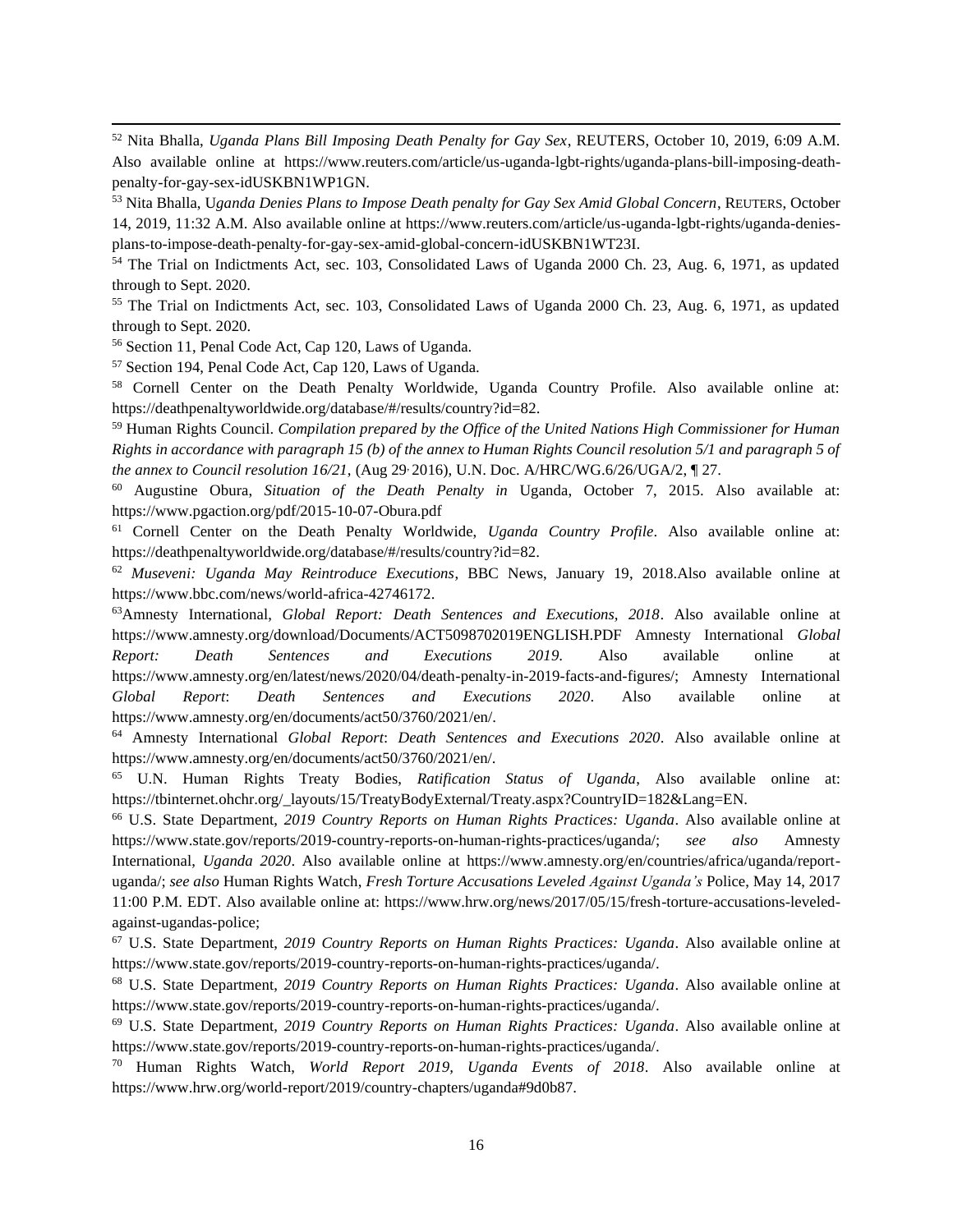[52] Nita Bhalla, *Uganda Plans Bill Imposing Death Penalty for Gay Sex*, REUTERS, October 10, 2019, 6:09 A.M. Also available online at https://www.reuters.com/article/us-uganda-lgbt-rights/uganda-plans-bill-imposing-death-penalty-for-gay-sex-idUSKBN1WP1GN.

[53] Nita Bhalla, U*ganda Denies Plans to Impose Death penalty for Gay Sex Amid Global Concern*, REUTERS, October 14, 2019, 11:32 A.M. Also available online at https://www.reuters.com/article/us-uganda-lgbt-rights/uganda-denies-plans-to-impose-death-penalty-for-gay-sex-amid-global-concern-idUSKBN1WT23I.

[54] The Trial on Indictments Act, sec. 103, Consolidated Laws of Uganda 2000 Ch. 23, Aug. 6, 1971, as updated through to Sept. 2020.

[55] The Trial on Indictments Act, sec. 103, Consolidated Laws of Uganda 2000 Ch. 23, Aug. 6, 1971, as updated through to Sept. 2020.

[56] Section 11, Penal Code Act, Cap 120, Laws of Uganda.

[57] Section 194, Penal Code Act, Cap 120, Laws of Uganda.

[58] Cornell Center on the Death Penalty Worldwide, Uganda Country Profile. Also available online at: https://deathpenaltyworldwide.org/database/#/results/country?id=82.

[59] Human Rights Council. *Compilation prepared by the Office of the United Nations High Commissioner for Human Rights in accordance with paragraph 15 (b) of the annex to Human Rights Council resolution 5/1 and paragraph 5 of the annex to Council resolution 16/21*, (Aug 29, 2016), U.N. Doc. A/HRC/WG.6/26/UGA/2, ¶ 27.

[60] Augustine Obura, *Situation of the Death Penalty in* Uganda, October 7, 2015. Also available at: https://www.pgaction.org/pdf/2015-10-07-Obura.pdf

[61] Cornell Center on the Death Penalty Worldwide, *Uganda Country Profile*. Also available online at: https://deathpenaltyworldwide.org/database/#/results/country?id=82.

[62] *Museveni: Uganda May Reintroduce Executions*, BBC News, January 19, 2018.Also available online at https://www.bbc.com/news/world-africa-42746172.

[63] Amnesty International, *Global Report: Death Sentences and Executions, 2018*. Also available online at https://www.amnesty.org/download/Documents/ACT5098702019ENGLISH.PDF Amnesty International *Global Report: Death Sentences and Executions 2019*. Also available online at https://www.amnesty.org/en/latest/news/2020/04/death-penalty-in-2019-facts-and-figures/; Amnesty International *Global Report*: *Death Sentences and Executions 2020*. Also available online at https://www.amnesty.org/en/documents/act50/3760/2021/en/.

[64] Amnesty International *Global Report*: *Death Sentences and Executions 2020*. Also available online at https://www.amnesty.org/en/documents/act50/3760/2021/en/.

[65] U.N. Human Rights Treaty Bodies, *Ratification Status of Uganda*, Also available online at: https://tbinternet.ohchr.org/_layouts/15/TreatyBodyExternal/Treaty.aspx?CountryID=182&Lang=EN.

[66] U.S. State Department, *2019 Country Reports on Human Rights Practices: Uganda*. Also available online at https://www.state.gov/reports/2019-country-reports-on-human-rights-practices/uganda/; *see also* Amnesty International, *Uganda 2020*. Also available online at https://www.amnesty.org/en/countries/africa/uganda/report-uganda/; *see also* Human Rights Watch, *Fresh Torture Accusations Leveled Against Uganda's* Police, May 14, 2017 11:00 P.M. EDT. Also available online at: https://www.hrw.org/news/2017/05/15/fresh-torture-accusations-leveled-against-ugandas-police;

[67] U.S. State Department, *2019 Country Reports on Human Rights Practices: Uganda*. Also available online at https://www.state.gov/reports/2019-country-reports-on-human-rights-practices/uganda/.

[68] U.S. State Department, *2019 Country Reports on Human Rights Practices: Uganda*. Also available online at https://www.state.gov/reports/2019-country-reports-on-human-rights-practices/uganda/.

[69] U.S. State Department, *2019 Country Reports on Human Rights Practices: Uganda*. Also available online at https://www.state.gov/reports/2019-country-reports-on-human-rights-practices/uganda/.

[70] Human Rights Watch, *World Report 2019, Uganda Events of 2018*. Also available online at https://www.hrw.org/world-report/2019/country-chapters/uganda#9d0b87.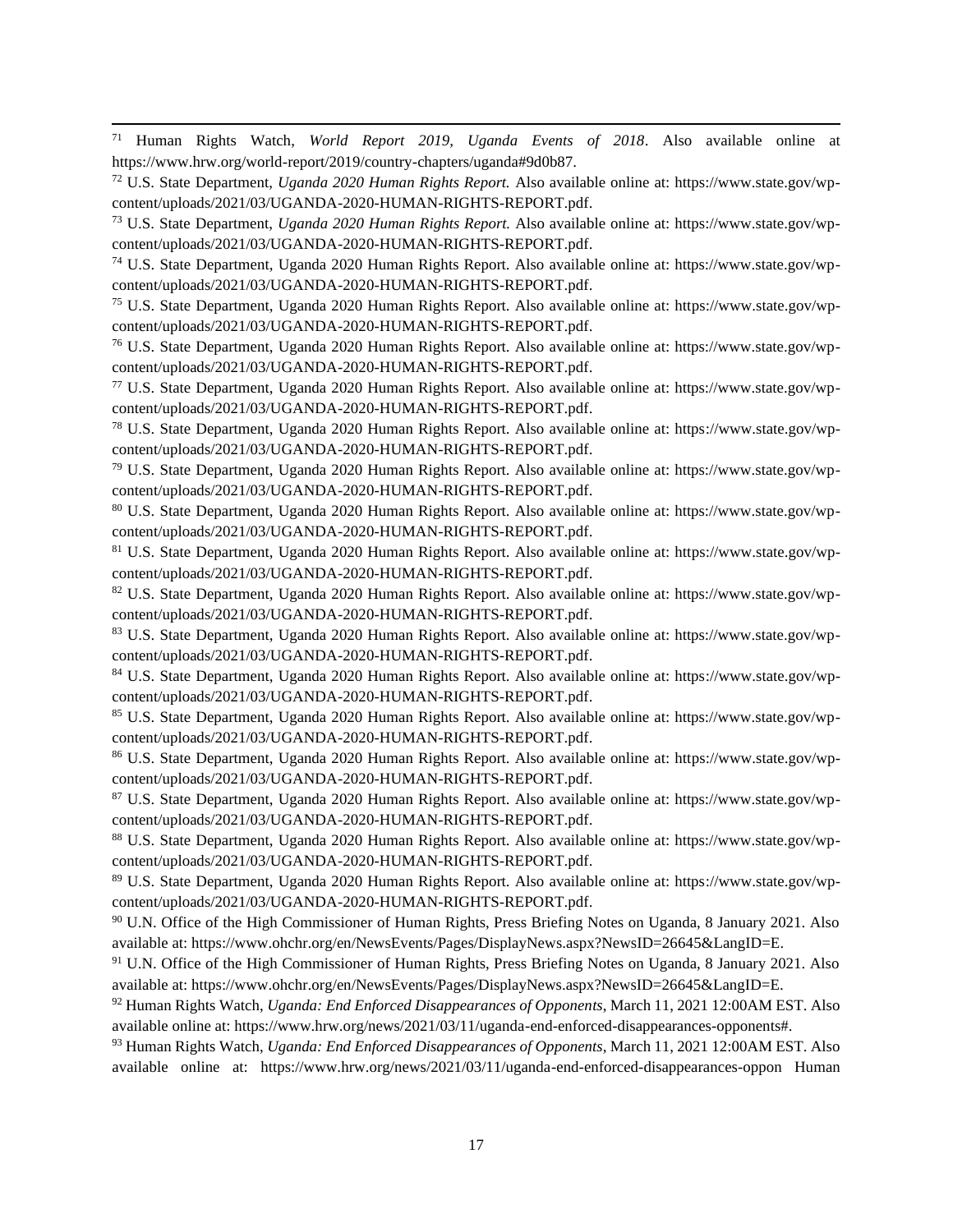[71] Human Rights Watch, *World Report 2019, Uganda Events of 2018*. Also available online at https://www.hrw.org/world-report/2019/country-chapters/uganda#9d0b87.

[72] U.S. State Department, *Uganda 2020 Human Rights Report.* Also available online at: https://www.state.gov/wp-content/uploads/2021/03/UGANDA-2020-HUMAN-RIGHTS-REPORT.pdf.

[73] U.S. State Department, *Uganda 2020 Human Rights Report.* Also available online at: https://www.state.gov/wp-content/uploads/2021/03/UGANDA-2020-HUMAN-RIGHTS-REPORT.pdf.

[74] U.S. State Department, Uganda 2020 Human Rights Report. Also available online at: https://www.state.gov/wp-content/uploads/2021/03/UGANDA-2020-HUMAN-RIGHTS-REPORT.pdf.

[75] U.S. State Department, Uganda 2020 Human Rights Report. Also available online at: https://www.state.gov/wp-content/uploads/2021/03/UGANDA-2020-HUMAN-RIGHTS-REPORT.pdf.

[76] U.S. State Department, Uganda 2020 Human Rights Report. Also available online at: https://www.state.gov/wp-content/uploads/2021/03/UGANDA-2020-HUMAN-RIGHTS-REPORT.pdf.

[77] U.S. State Department, Uganda 2020 Human Rights Report. Also available online at: https://www.state.gov/wp-content/uploads/2021/03/UGANDA-2020-HUMAN-RIGHTS-REPORT.pdf.

[78] U.S. State Department, Uganda 2020 Human Rights Report. Also available online at: https://www.state.gov/wp-content/uploads/2021/03/UGANDA-2020-HUMAN-RIGHTS-REPORT.pdf.

[79] U.S. State Department, Uganda 2020 Human Rights Report. Also available online at: https://www.state.gov/wp-content/uploads/2021/03/UGANDA-2020-HUMAN-RIGHTS-REPORT.pdf.

[80] U.S. State Department, Uganda 2020 Human Rights Report. Also available online at: https://www.state.gov/wp-content/uploads/2021/03/UGANDA-2020-HUMAN-RIGHTS-REPORT.pdf.

[81] U.S. State Department, Uganda 2020 Human Rights Report. Also available online at: https://www.state.gov/wp-content/uploads/2021/03/UGANDA-2020-HUMAN-RIGHTS-REPORT.pdf.

[82] U.S. State Department, Uganda 2020 Human Rights Report. Also available online at: https://www.state.gov/wp-content/uploads/2021/03/UGANDA-2020-HUMAN-RIGHTS-REPORT.pdf.

[83] U.S. State Department, Uganda 2020 Human Rights Report. Also available online at: https://www.state.gov/wp-content/uploads/2021/03/UGANDA-2020-HUMAN-RIGHTS-REPORT.pdf.

[84] U.S. State Department, Uganda 2020 Human Rights Report. Also available online at: https://www.state.gov/wp-content/uploads/2021/03/UGANDA-2020-HUMAN-RIGHTS-REPORT.pdf.

[85] U.S. State Department, Uganda 2020 Human Rights Report. Also available online at: https://www.state.gov/wp-content/uploads/2021/03/UGANDA-2020-HUMAN-RIGHTS-REPORT.pdf.

[86] U.S. State Department, Uganda 2020 Human Rights Report. Also available online at: https://www.state.gov/wp-content/uploads/2021/03/UGANDA-2020-HUMAN-RIGHTS-REPORT.pdf.

[87] U.S. State Department, Uganda 2020 Human Rights Report. Also available online at: https://www.state.gov/wp-content/uploads/2021/03/UGANDA-2020-HUMAN-RIGHTS-REPORT.pdf.

[88] U.S. State Department, Uganda 2020 Human Rights Report. Also available online at: https://www.state.gov/wp-content/uploads/2021/03/UGANDA-2020-HUMAN-RIGHTS-REPORT.pdf.

[89] U.S. State Department, Uganda 2020 Human Rights Report. Also available online at: https://www.state.gov/wp-content/uploads/2021/03/UGANDA-2020-HUMAN-RIGHTS-REPORT.pdf.

[90] U.N. Office of the High Commissioner of Human Rights, Press Briefing Notes on Uganda, 8 January 2021. Also available at: https://www.ohchr.org/en/NewsEvents/Pages/DisplayNews.aspx?NewsID=26645&LangID=E.

[91] U.N. Office of the High Commissioner of Human Rights, Press Briefing Notes on Uganda, 8 January 2021. Also available at: https://www.ohchr.org/en/NewsEvents/Pages/DisplayNews.aspx?NewsID=26645&LangID=E.

[92] Human Rights Watch, *Uganda: End Enforced Disappearances of Opponents*, March 11, 2021 12:00AM EST. Also available online at: https://www.hrw.org/news/2021/03/11/uganda-end-enforced-disappearances-opponents#.

[93] Human Rights Watch, *Uganda: End Enforced Disappearances of Opponents*, March 11, 2021 12:00AM EST. Also available online at: https://www.hrw.org/news/2021/03/11/uganda-end-enforced-disappearances-oppon Human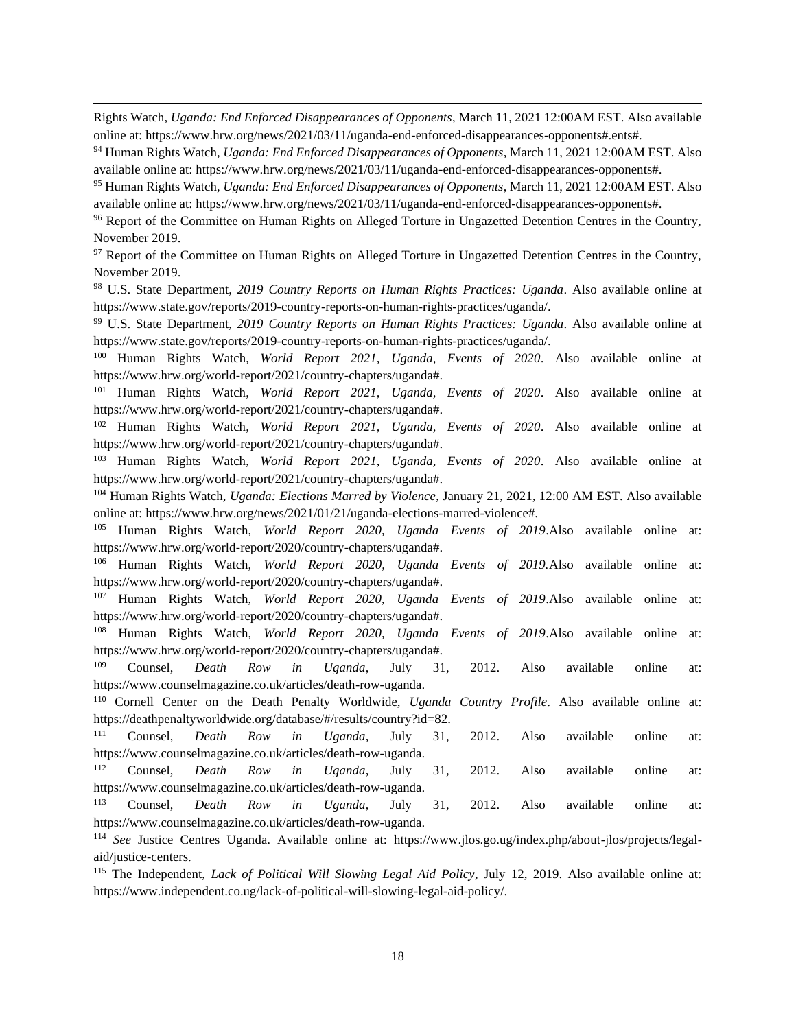Rights Watch, *Uganda: End Enforced Disappearances of Opponents*, March 11, 2021 12:00AM EST. Also available online at: https://www.hrw.org/news/2021/03/11/uganda-end-enforced-disappearances-opponents#.ents#.

[94] Human Rights Watch, *Uganda: End Enforced Disappearances of Opponents*, March 11, 2021 12:00AM EST. Also available online at: https://www.hrw.org/news/2021/03/11/uganda-end-enforced-disappearances-opponents#.

[95] Human Rights Watch, *Uganda: End Enforced Disappearances of Opponents*, March 11, 2021 12:00AM EST. Also available online at: https://www.hrw.org/news/2021/03/11/uganda-end-enforced-disappearances-opponents#.

[96] Report of the Committee on Human Rights on Alleged Torture in Ungazetted Detention Centres in the Country, November 2019.

[97] Report of the Committee on Human Rights on Alleged Torture in Ungazetted Detention Centres in the Country, November 2019.

[98] U.S. State Department, *2019 Country Reports on Human Rights Practices: Uganda*. Also available online at https://www.state.gov/reports/2019-country-reports-on-human-rights-practices/uganda/.

[99] U.S. State Department, *2019 Country Reports on Human Rights Practices: Uganda*. Also available online at https://www.state.gov/reports/2019-country-reports-on-human-rights-practices/uganda/.

[100] Human Rights Watch, *World Report 2021, Uganda, Events of 2020*. Also available online at https://www.hrw.org/world-report/2021/country-chapters/uganda#.

[101] Human Rights Watch, *World Report 2021, Uganda, Events of 2020*. Also available online at https://www.hrw.org/world-report/2021/country-chapters/uganda#.

[102] Human Rights Watch, *World Report 2021, Uganda, Events of 2020*. Also available online at https://www.hrw.org/world-report/2021/country-chapters/uganda#.

[103] Human Rights Watch, *World Report 2021, Uganda, Events of 2020*. Also available online at https://www.hrw.org/world-report/2021/country-chapters/uganda#.

[104] Human Rights Watch, *Uganda: Elections Marred by Violence*, January 21, 2021, 12:00 AM EST. Also available online at: https://www.hrw.org/news/2021/01/21/uganda-elections-marred-violence#.

[105] Human Rights Watch, *World Report 2020, Uganda Events of 2019*.Also available online at: https://www.hrw.org/world-report/2020/country-chapters/uganda#.

[106] Human Rights Watch, *World Report 2020, Uganda Events of 2019*.Also available online at: https://www.hrw.org/world-report/2020/country-chapters/uganda#.

[107] Human Rights Watch, *World Report 2020, Uganda Events of 2019*.Also available online at: https://www.hrw.org/world-report/2020/country-chapters/uganda#.

[108] Human Rights Watch, *World Report 2020, Uganda Events of 2019*.Also available online at: https://www.hrw.org/world-report/2020/country-chapters/uganda#.

[109] Counsel, *Death Row in Uganda*, July 31, 2012. Also available online at: https://www.counselmagazine.co.uk/articles/death-row-uganda.

[110] Cornell Center on the Death Penalty Worldwide, *Uganda Country Profile*. Also available online at: https://deathpenaltyworldwide.org/database/#/results/country?id=82.

[111] Counsel, *Death Row in Uganda*, July 31, 2012. Also available online at: https://www.counselmagazine.co.uk/articles/death-row-uganda.

[112] Counsel, *Death Row in Uganda*, July 31, 2012. Also available online at: https://www.counselmagazine.co.uk/articles/death-row-uganda.

[113] Counsel, *Death Row in Uganda*, July 31, 2012. Also available online at: https://www.counselmagazine.co.uk/articles/death-row-uganda.

[114] *See* Justice Centres Uganda. Available online at: https://www.jlos.go.ug/index.php/about-jlos/projects/legal-aid/justice-centers.

[115] The Independent, *Lack of Political Will Slowing Legal Aid Policy*, July 12, 2019. Also available online at: https://www.independent.co.ug/lack-of-political-will-slowing-legal-aid-policy/.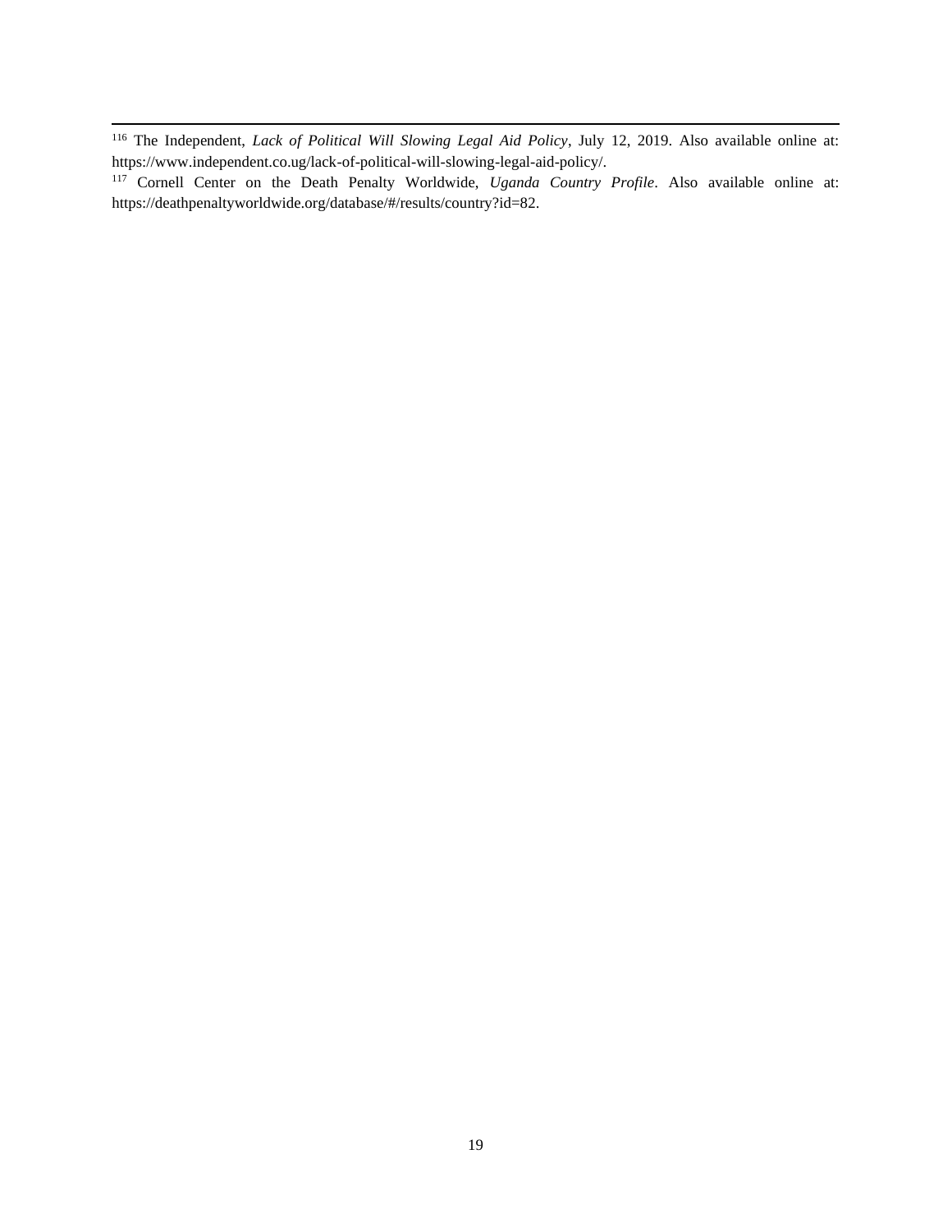[116] The Independent, *Lack of Political Will Slowing Legal Aid Policy*, July 12, 2019. Also available online at: https://www.independent.co.ug/lack-of-political-will-slowing-legal-aid-policy/.

[117] Cornell Center on the Death Penalty Worldwide, *Uganda Country Profile*. Also available online at: https://deathpenaltyworldwide.org/database/#/results/country?id=82.